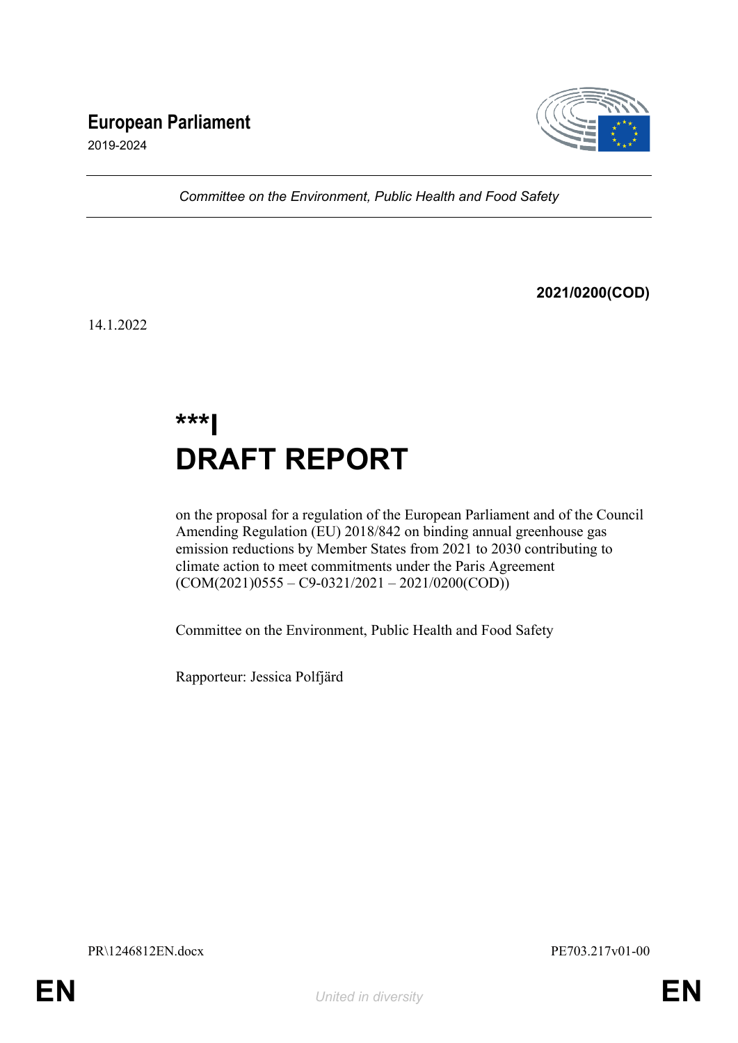**European Parliament**

2019-2024

*Committee on the Environment, Public Health and Food Safety*

**2021/0200(COD)**

14.1.2022

# ***I
# DRAFT REPORT

on the proposal for a regulation of the European Parliament and of the Council Amending Regulation (EU) 2018/842 on binding annual greenhouse gas emission reductions by Member States from 2021 to 2030 contributing to climate action to meet commitments under the Paris Agreement (COM(2021)0555 – C9-0321/2021 – 2021/0200(COD))

Committee on the Environment, Public Health and Food Safety

Rapporteur: Jessica Polfjärd

PR\1246812EN.docx PE703.217v01-00

EN *United in diversity* EN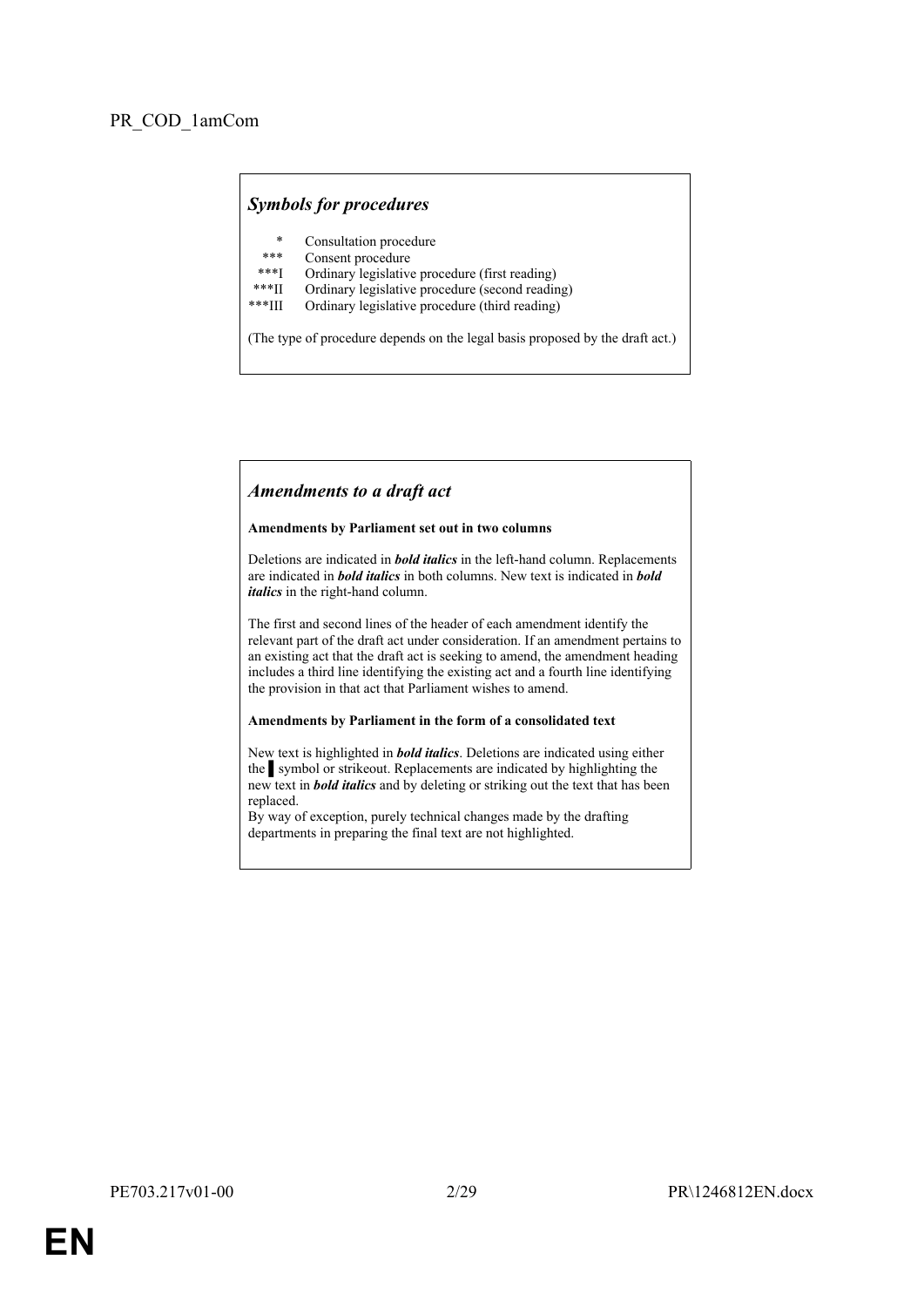PR_COD_1amCom

## *Symbols for procedures*

| | |
|---|---|
| * | Consultation procedure |
| *** | Consent procedure |
| ***I | Ordinary legislative procedure (first reading) |
| ***II | Ordinary legislative procedure (second reading) |
| ***III | Ordinary legislative procedure (third reading) |

(The type of procedure depends on the legal basis proposed by the draft act.)

## *Amendments to a draft act*

**Amendments by Parliament set out in two columns**

Deletions are indicated in ***bold italics*** in the left-hand column. Replacements are indicated in ***bold italics*** in both columns. New text is indicated in ***bold italics*** in the right-hand column.

The first and second lines of the header of each amendment identify the relevant part of the draft act under consideration. If an amendment pertains to an existing act that the draft act is seeking to amend, the amendment heading includes a third line identifying the existing act and a fourth line identifying the provision in that act that Parliament wishes to amend.

**Amendments by Parliament in the form of a consolidated text**

New text is highlighted in ***bold italics***. Deletions are indicated using either the ▌symbol or strikeout. Replacements are indicated by highlighting the new text in ***bold italics*** and by deleting or striking out the text that has been replaced.
By way of exception, purely technical changes made by the drafting departments in preparing the final text are not highlighted.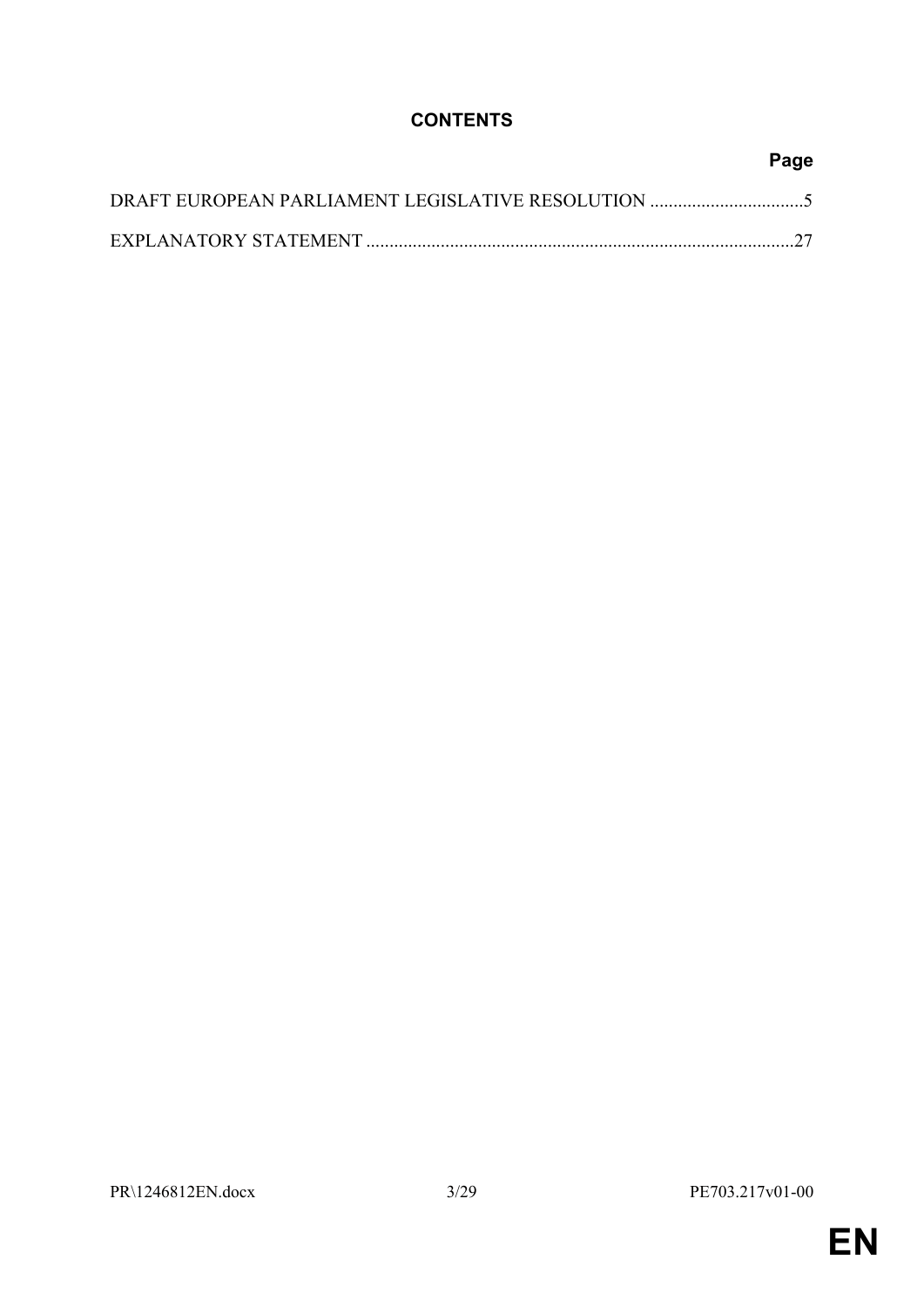# CONTENTS

| | Page |
|---|---|
| DRAFT EUROPEAN PARLIAMENT LEGISLATIVE RESOLUTION | 5 |
| EXPLANATORY STATEMENT | 27 |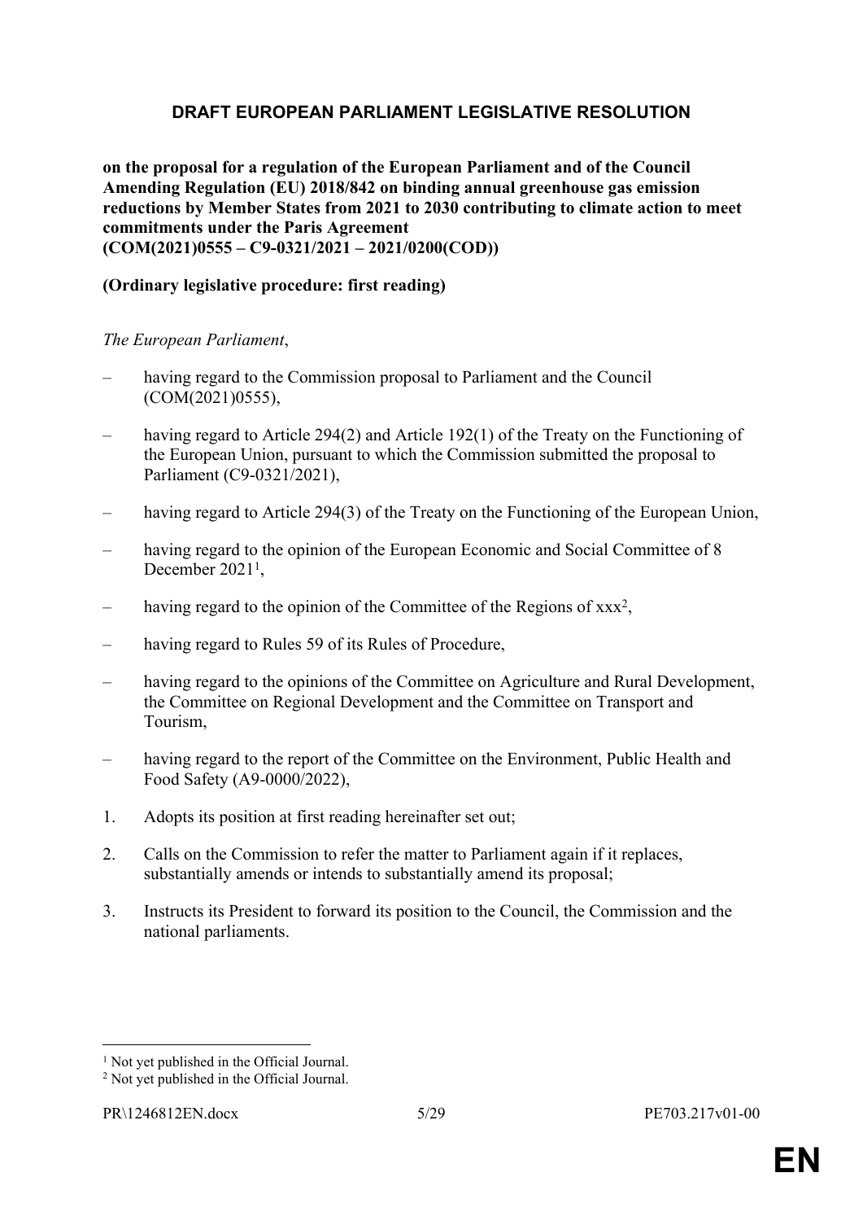# DRAFT EUROPEAN PARLIAMENT LEGISLATIVE RESOLUTION

**on the proposal for a regulation of the European Parliament and of the Council Amending Regulation (EU) 2018/842 on binding annual greenhouse gas emission reductions by Member States from 2021 to 2030 contributing to climate action to meet commitments under the Paris Agreement (COM(2021)0555 – C9-0321/2021 – 2021/0200(COD))**

**(Ordinary legislative procedure: first reading)**

*The European Parliament*,

– having regard to the Commission proposal to Parliament and the Council (COM(2021)0555),

– having regard to Article 294(2) and Article 192(1) of the Treaty on the Functioning of the European Union, pursuant to which the Commission submitted the proposal to Parliament (C9-0321/2021),

– having regard to Article 294(3) of the Treaty on the Functioning of the European Union,

– having regard to the opinion of the European Economic and Social Committee of 8 December 2021[1],

– having regard to the opinion of the Committee of the Regions of xxx[2],

– having regard to Rules 59 of its Rules of Procedure,

– having regard to the opinions of the Committee on Agriculture and Rural Development, the Committee on Regional Development and the Committee on Transport and Tourism,

– having regard to the report of the Committee on the Environment, Public Health and Food Safety (A9-0000/2022),

1. Adopts its position at first reading hereinafter set out;

2. Calls on the Commission to refer the matter to Parliament again if it replaces, substantially amends or intends to substantially amend its proposal;

3. Instructs its President to forward its position to the Council, the Commission and the national parliaments.

[1] Not yet published in the Official Journal.

[2] Not yet published in the Official Journal.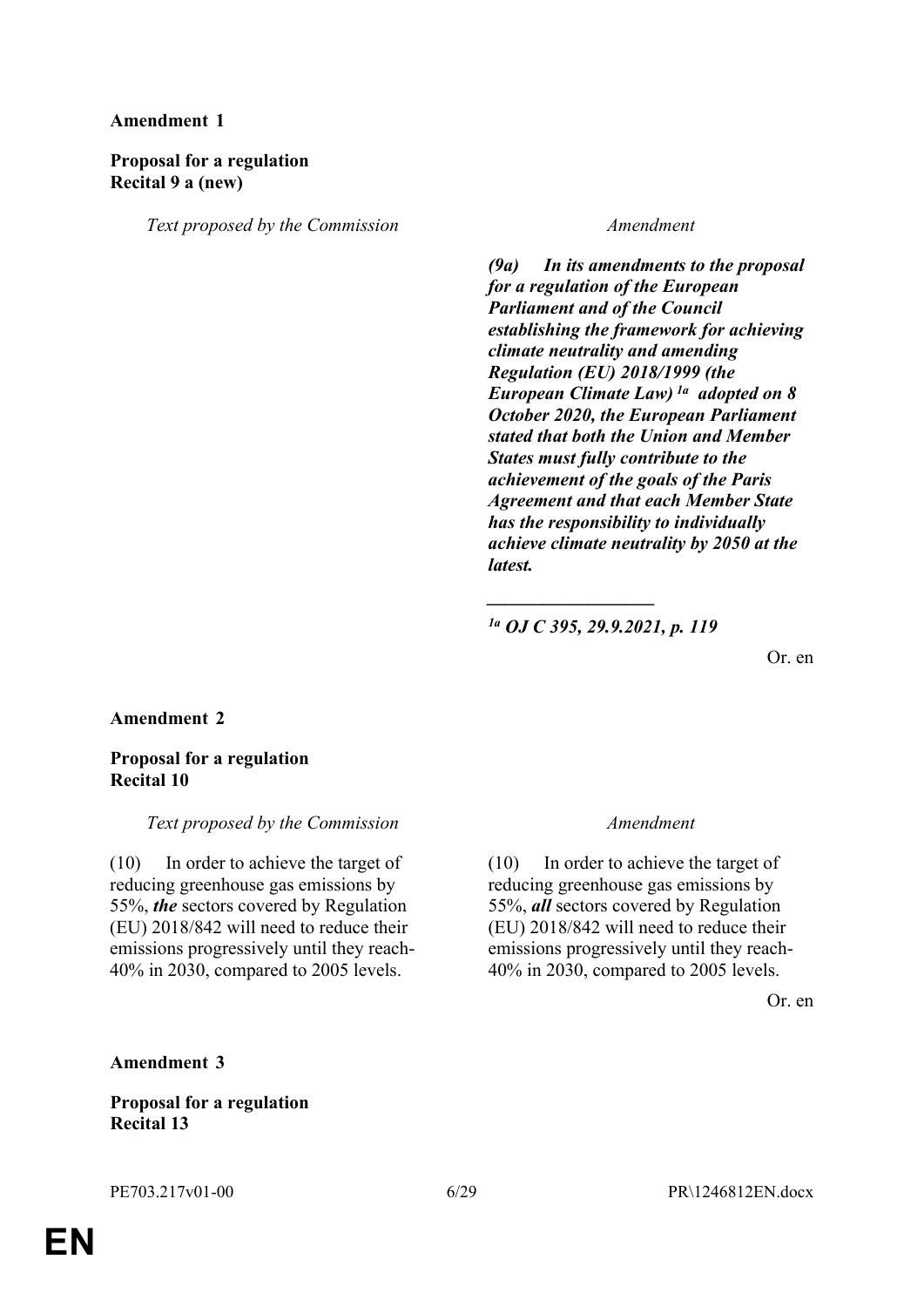**Amendment 1**

**Proposal for a regulation**
**Recital 9 a (new)**

| *Text proposed by the Commission* | *Amendment* |
|---|---|
| | ***(9a) In its amendments to the proposal for a regulation of the European Parliament and of the Council establishing the framework for achieving climate neutrality and amending Regulation (EU) 2018/1999 (the European Climate Law)*** [1a] ***adopted on 8 October 2020, the European Parliament stated that both the Union and Member States must fully contribute to the achievement of the goals of the Paris Agreement and that each Member State has the responsibility to individually achieve climate neutrality by 2050 at the latest.*** |
| | ***__________________*** |
| | [1a] ***OJ C 395, 29.9.2021, p. 119*** |

Or. en

**Amendment 2**

**Proposal for a regulation**
**Recital 10**

| *Text proposed by the Commission* | *Amendment* |
|---|---|
| (10) In order to achieve the target of reducing greenhouse gas emissions by 55%, ***the*** sectors covered by Regulation (EU) 2018/842 will need to reduce their emissions progressively until they reach-40% in 2030, compared to 2005 levels. | (10) In order to achieve the target of reducing greenhouse gas emissions by 55%, ***all*** sectors covered by Regulation (EU) 2018/842 will need to reduce their emissions progressively until they reach-40% in 2030, compared to 2005 levels. |

Or. en

**Amendment 3**

**Proposal for a regulation**
**Recital 13**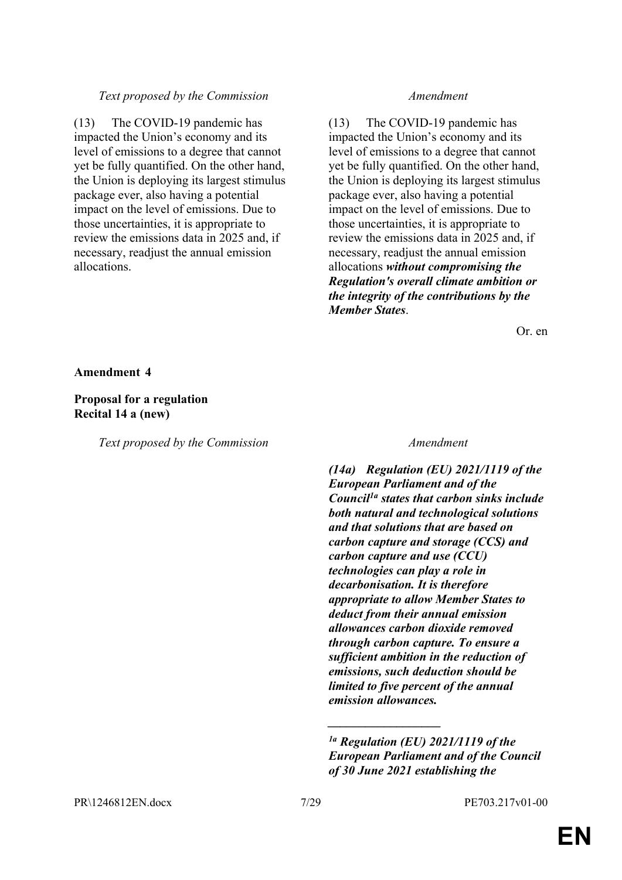| *Text proposed by the Commission* | *Amendment* |
|---|---|
| (13) The COVID-19 pandemic has impacted the Union's economy and its level of emissions to a degree that cannot yet be fully quantified. On the other hand, the Union is deploying its largest stimulus package ever, also having a potential impact on the level of emissions. Due to those uncertainties, it is appropriate to review the emissions data in 2025 and, if necessary, readjust the annual emission allocations. | (13) The COVID-19 pandemic has impacted the Union's economy and its level of emissions to a degree that cannot yet be fully quantified. On the other hand, the Union is deploying its largest stimulus package ever, also having a potential impact on the level of emissions. Due to those uncertainties, it is appropriate to review the emissions data in 2025 and, if necessary, readjust the annual emission allocations ***without compromising the Regulation's overall climate ambition or the integrity of the contributions by the Member States***. |

Or. en

**Amendment 4**

**Proposal for a regulation**
**Recital 14 a (new)**

| *Text proposed by the Commission* | *Amendment* |
|---|---|
| | ***(14a) Regulation (EU) 2021/1119 of the European Parliament and of the Council[1a] states that carbon sinks include both natural and technological solutions and that solutions that are based on carbon capture and storage (CCS) and carbon capture and use (CCU) technologies can play a role in decarbonisation. It is therefore appropriate to allow Member States to deduct from their annual emission allowances carbon dioxide removed through carbon capture. To ensure a sufficient ambition in the reduction of emissions, such deduction should be limited to five percent of the annual emission allowances.*** |
| | ***__________________*** |
| | ***[1a] Regulation (EU) 2021/1119 of the European Parliament and of the Council of 30 June 2021 establishing the*** |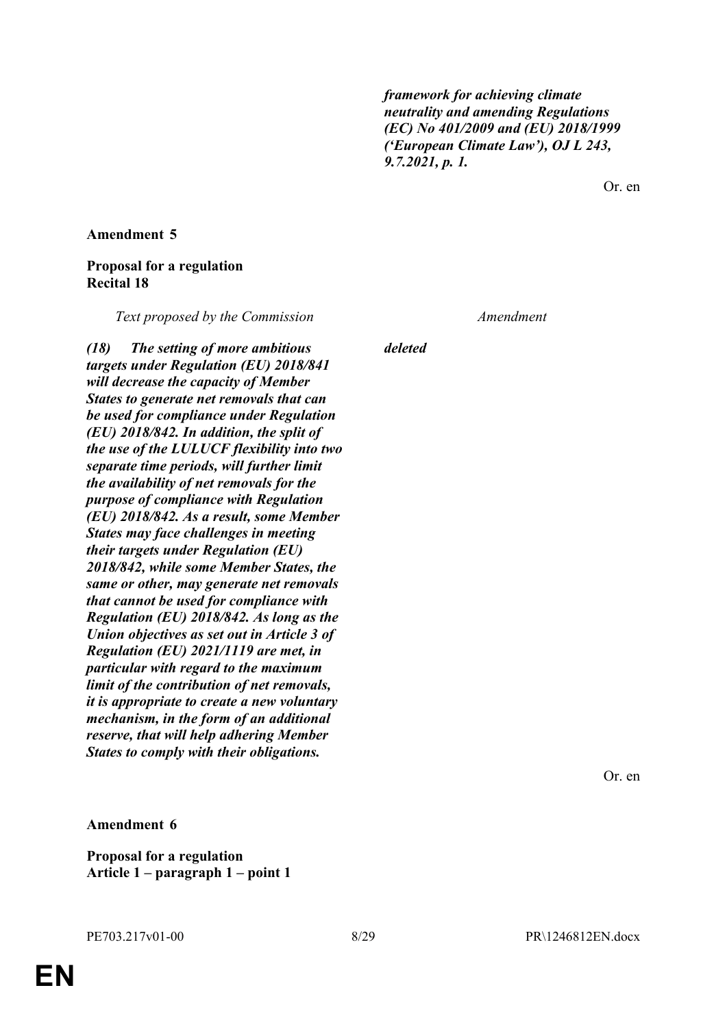*framework for achieving climate neutrality and amending Regulations (EC) No 401/2009 and (EU) 2018/1999 ('European Climate Law'), OJ L 243, 9.7.2021, p. 1.*

Or. en

**Amendment 5**

**Proposal for a regulation**
**Recital 18**

| *Text proposed by the Commission* | *Amendment* |
|---|---|
| ***(18) The setting of more ambitious targets under Regulation (EU) 2018/841 will decrease the capacity of Member States to generate net removals that can be used for compliance under Regulation (EU) 2018/842. In addition, the split of the use of the LULUCF flexibility into two separate time periods, will further limit the availability of net removals for the purpose of compliance with Regulation (EU) 2018/842. As a result, some Member States may face challenges in meeting their targets under Regulation (EU) 2018/842, while some Member States, the same or other, may generate net removals that cannot be used for compliance with Regulation (EU) 2018/842. As long as the Union objectives as set out in Article 3 of Regulation (EU) 2021/1119 are met, in particular with regard to the maximum limit of the contribution of net removals, it is appropriate to create a new voluntary mechanism, in the form of an additional reserve, that will help adhering Member States to comply with their obligations.*** | ***deleted*** |

Or. en

**Amendment 6**

**Proposal for a regulation**
**Article 1 – paragraph 1 – point 1**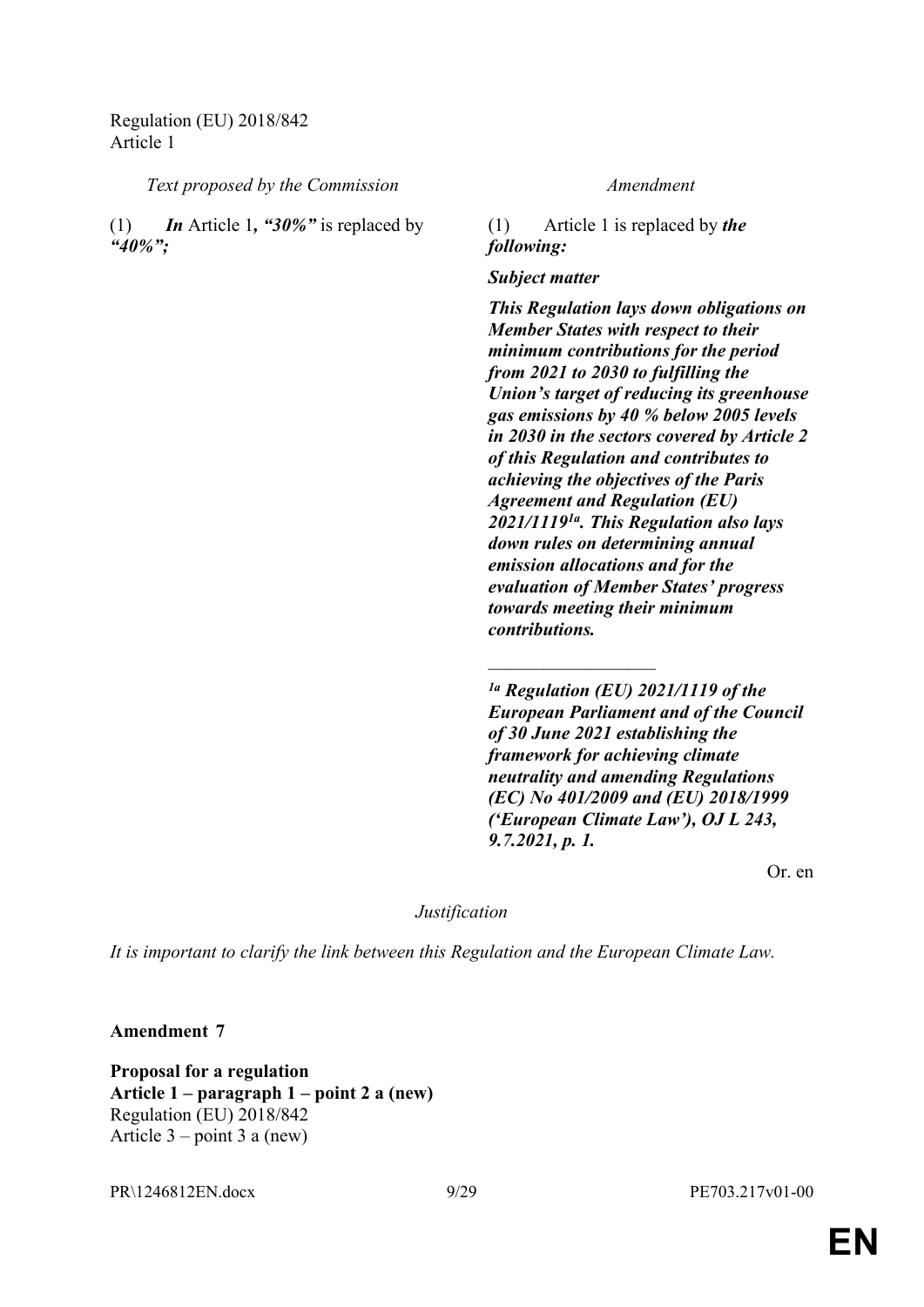Regulation (EU) 2018/842
Article 1

| *Text proposed by the Commission* | *Amendment* |
|---|---|
| (1) ***In*** Article 1***, "30%"*** is replaced by ***"40%";*** | (1) Article 1 is replaced by ***the following:*** |
| | ***Subject matter*** |
| | ***This Regulation lays down obligations on Member States with respect to their minimum contributions for the period from 2021 to 2030 to fulfilling the Union's target of reducing its greenhouse gas emissions by 40 % below 2005 levels in 2030 in the sectors covered by Article 2 of this Regulation and contributes to achieving the objectives of the Paris Agreement and Regulation (EU) 2021/1119[1a]. This Regulation also lays down rules on determining annual emission allocations and for the evaluation of Member States' progress towards meeting their minimum contributions.*** |
| | __________________ |
| | ***[1a] Regulation (EU) 2021/1119 of the European Parliament and of the Council of 30 June 2021 establishing the framework for achieving climate neutrality and amending Regulations (EC) No 401/2009 and (EU) 2018/1999 ('European Climate Law'), OJ L 243, 9.7.2021, p. 1.*** |

Or. en

*Justification*

*It is important to clarify the link between this Regulation and the European Climate Law.*

**Amendment 7**

**Proposal for a regulation**
**Article 1 – paragraph 1 – point 2 a (new)**
Regulation (EU) 2018/842
Article 3 – point 3 a (new)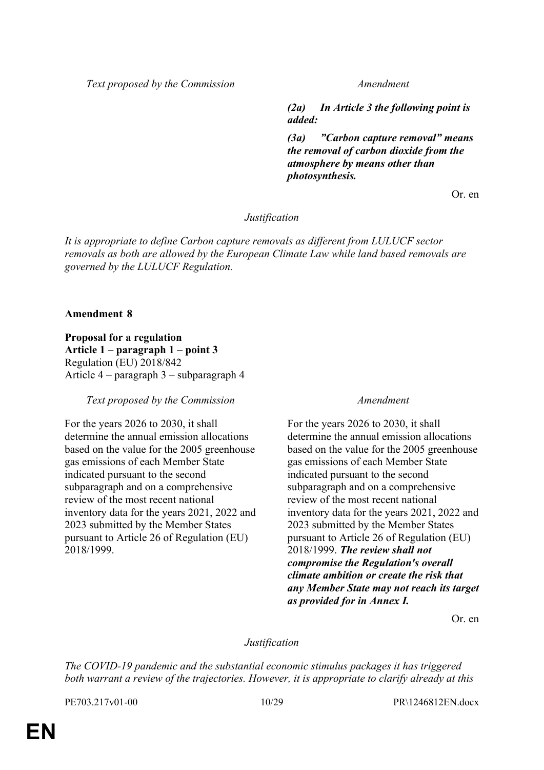| Text proposed by the Commission | Amendment |
|---|---|
| | ***(2a) In Article 3 the following point is added:*** |
| | ***(3a) "Carbon capture removal" means the removal of carbon dioxide from the atmosphere by means other than photosynthesis.*** |

Or. en

*Justification*

*It is appropriate to define Carbon capture removals as different from LULUCF sector removals as both are allowed by the European Climate Law while land based removals are governed by the LULUCF Regulation.*

**Amendment 8**

**Proposal for a regulation**
**Article 1 – paragraph 1 – point 3**
Regulation (EU) 2018/842
Article 4 – paragraph 3 – subparagraph 4

| Text proposed by the Commission | Amendment |
|---|---|
| For the years 2026 to 2030, it shall determine the annual emission allocations based on the value for the 2005 greenhouse gas emissions of each Member State indicated pursuant to the second subparagraph and on a comprehensive review of the most recent national inventory data for the years 2021, 2022 and 2023 submitted by the Member States pursuant to Article 26 of Regulation (EU) 2018/1999. | For the years 2026 to 2030, it shall determine the annual emission allocations based on the value for the 2005 greenhouse gas emissions of each Member State indicated pursuant to the second subparagraph and on a comprehensive review of the most recent national inventory data for the years 2021, 2022 and 2023 submitted by the Member States pursuant to Article 26 of Regulation (EU) 2018/1999. ***The review shall not compromise the Regulation's overall climate ambition or create the risk that any Member State may not reach its target as provided for in Annex I.*** |

Or. en

*Justification*

*The COVID-19 pandemic and the substantial economic stimulus packages it has triggered both warrant a review of the trajectories. However, it is appropriate to clarify already at this*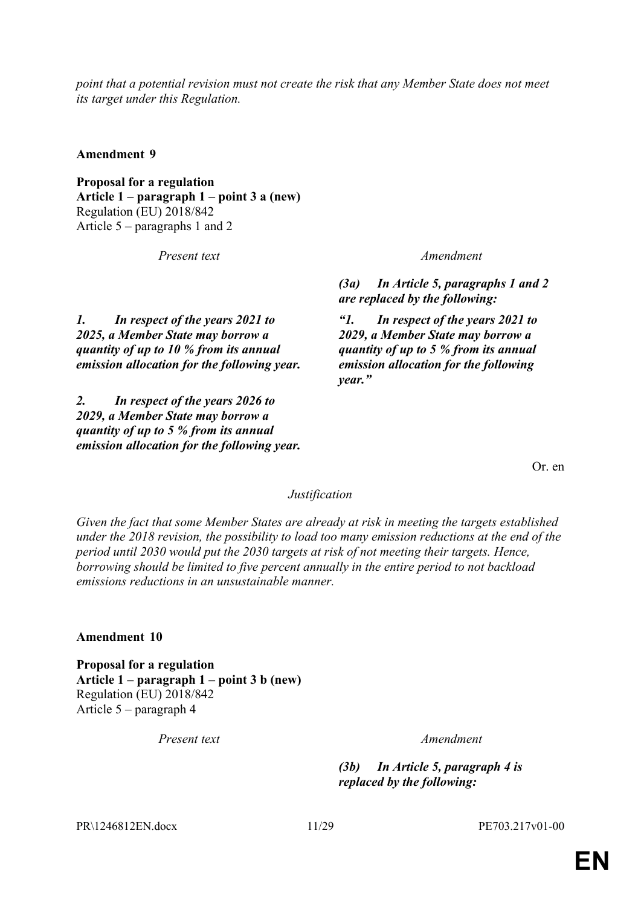*point that a potential revision must not create the risk that any Member State does not meet its target under this Regulation.*

**Amendment 9**

**Proposal for a regulation**
**Article 1 – paragraph 1 – point 3 a (new)**
Regulation (EU) 2018/842
Article 5 – paragraphs 1 and 2

| *Present text* | *Amendment* |
|---|---|
| | ***(3a) In Article 5, paragraphs 1 and 2 are replaced by the following:*** |
| ***1. In respect of the years 2021 to 2025, a Member State may borrow a quantity of up to 10 % from its annual emission allocation for the following year.*** | ***"1. In respect of the years 2021 to 2029, a Member State may borrow a quantity of up to 5 % from its annual emission allocation for the following year."*** |
| ***2. In respect of the years 2026 to 2029, a Member State may borrow a quantity of up to 5 % from its annual emission allocation for the following year.*** | |

Or. en

*Justification*

*Given the fact that some Member States are already at risk in meeting the targets established under the 2018 revision, the possibility to load too many emission reductions at the end of the period until 2030 would put the 2030 targets at risk of not meeting their targets. Hence, borrowing should be limited to five percent annually in the entire period to not backload emissions reductions in an unsustainable manner.*

**Amendment 10**

**Proposal for a regulation**
**Article 1 – paragraph 1 – point 3 b (new)**
Regulation (EU) 2018/842
Article 5 – paragraph 4

| *Present text* | *Amendment* |
|---|---|
| | ***(3b) In Article 5, paragraph 4 is replaced by the following:*** |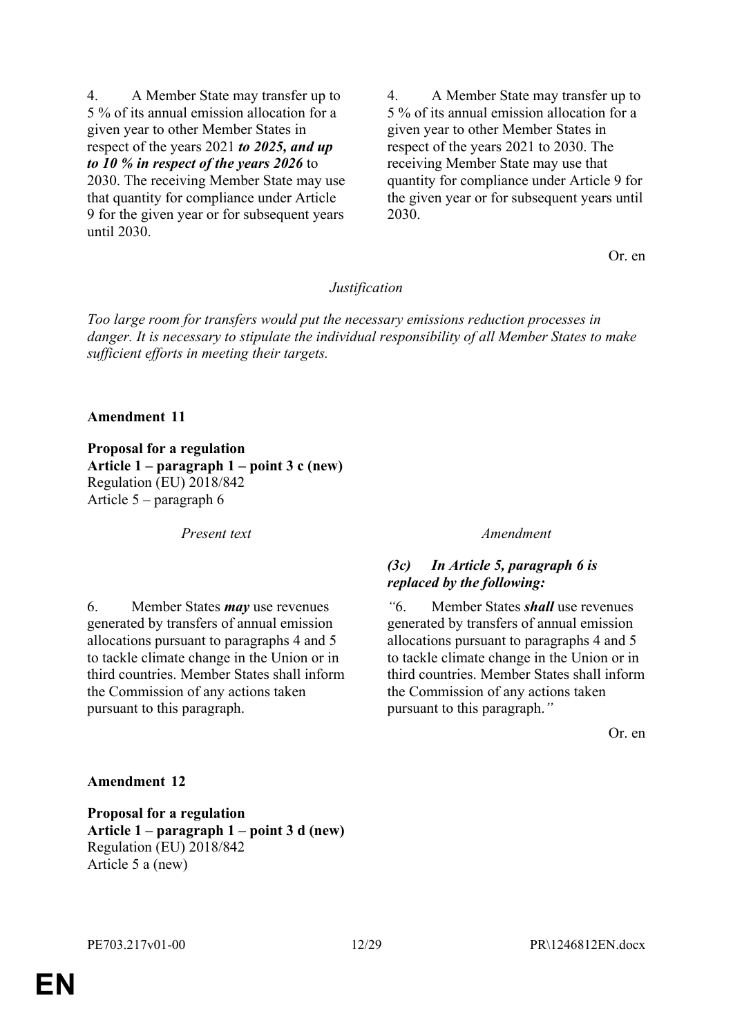| | |
|---|---|
| 4. A Member State may transfer up to 5 % of its annual emission allocation for a given year to other Member States in respect of the years 2021 ***to 2025, and up to 10 % in respect of the years 2026*** to 2030. The receiving Member State may use that quantity for compliance under Article 9 for the given year or for subsequent years until 2030. | 4. A Member State may transfer up to 5 % of its annual emission allocation for a given year to other Member States in respect of the years 2021 to 2030. The receiving Member State may use that quantity for compliance under Article 9 for the given year or for subsequent years until 2030. |

Or. en

*Justification*

*Too large room for transfers would put the necessary emissions reduction processes in danger. It is necessary to stipulate the individual responsibility of all Member States to make sufficient efforts in meeting their targets.*

**Amendment 11**

**Proposal for a regulation**
**Article 1 – paragraph 1 – point 3 c (new)**
Regulation (EU) 2018/842
Article 5 – paragraph 6

| *Present text* | *Amendment* |
|---|---|
| | ***(3c) In Article 5, paragraph 6 is replaced by the following:*** |
| 6. Member States ***may*** use revenues generated by transfers of annual emission allocations pursuant to paragraphs 4 and 5 to tackle climate change in the Union or in third countries. Member States shall inform the Commission of any actions taken pursuant to this paragraph. | *"*6. Member States ***shall*** use revenues generated by transfers of annual emission allocations pursuant to paragraphs 4 and 5 to tackle climate change in the Union or in third countries. Member States shall inform the Commission of any actions taken pursuant to this paragraph.*"* |

Or. en

**Amendment 12**

**Proposal for a regulation**
**Article 1 – paragraph 1 – point 3 d (new)**
Regulation (EU) 2018/842
Article 5 a (new)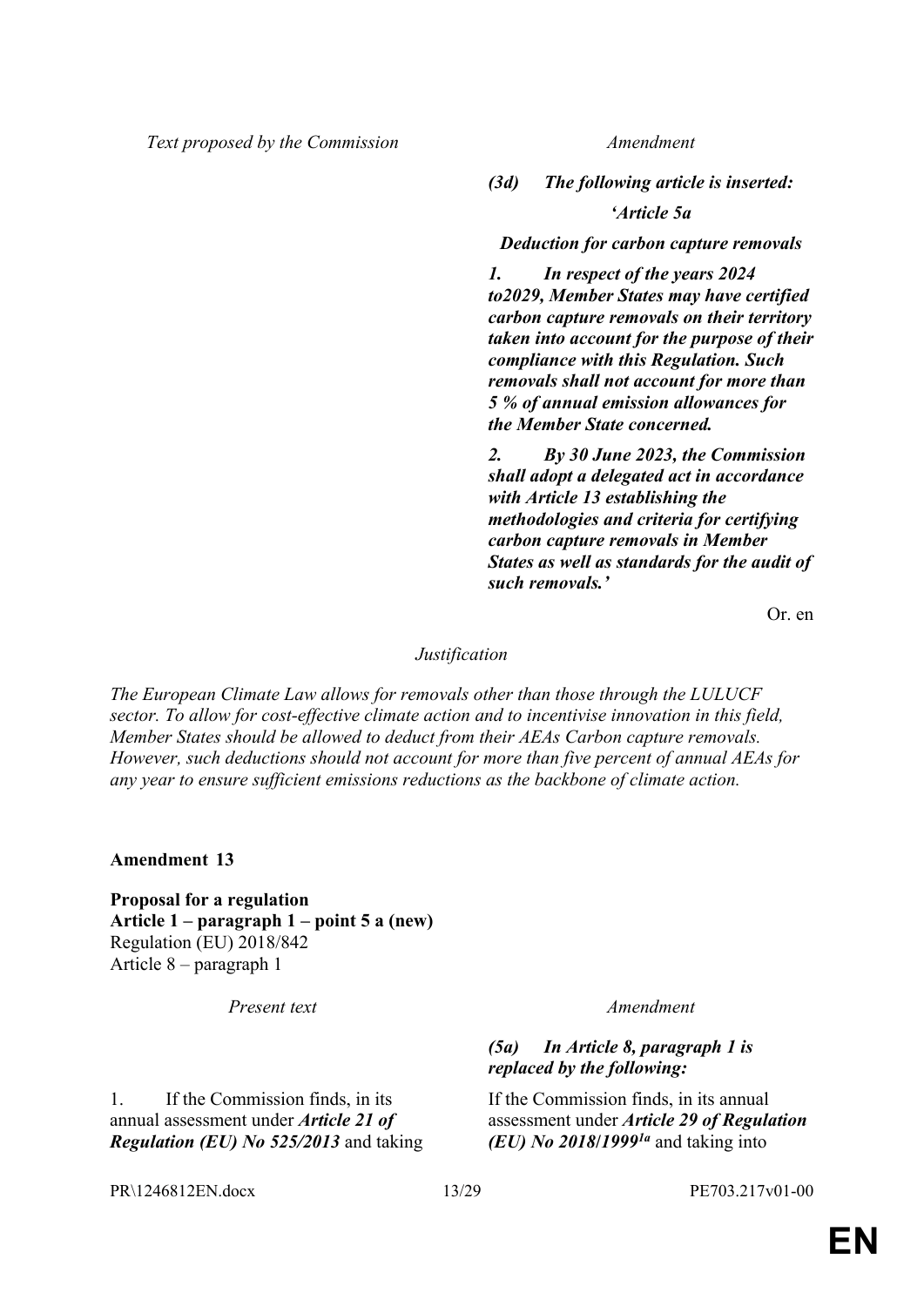| Text proposed by the Commission | Amendment |
|---|---|
| | ***(3d) The following article is inserted:*** |
| | ***'Article 5a*** |
| | ***Deduction for carbon capture removals*** |
| | ***1. In respect of the years 2024 to2029, Member States may have certified carbon capture removals on their territory taken into account for the purpose of their compliance with this Regulation. Such removals shall not account for more than 5 % of annual emission allowances for the Member State concerned.*** |
| | ***2. By 30 June 2023, the Commission shall adopt a delegated act in accordance with Article 13 establishing the methodologies and criteria for certifying carbon capture removals in Member States as well as standards for the audit of such removals.'*** |

Or. en

*Justification*

*The European Climate Law allows for removals other than those through the LULUCF sector. To allow for cost-effective climate action and to incentivise innovation in this field, Member States should be allowed to deduct from their AEAs Carbon capture removals. However, such deductions should not account for more than five percent of annual AEAs for any year to ensure sufficient emissions reductions as the backbone of climate action.*

**Amendment 13**

**Proposal for a regulation**
**Article 1 – paragraph 1 – point 5 a (new)**
Regulation (EU) 2018/842
Article 8 – paragraph 1

| Present text | Amendment |
|---|---|
| | ***(5a) In Article 8, paragraph 1 is replaced by the following:*** |
| 1. If the Commission finds, in its annual assessment under ***Article 21 of Regulation (EU) No 525/2013*** and taking | If the Commission finds, in its annual assessment under ***Article 29 of Regulation (EU) No 2018/1999***[1a] and taking into |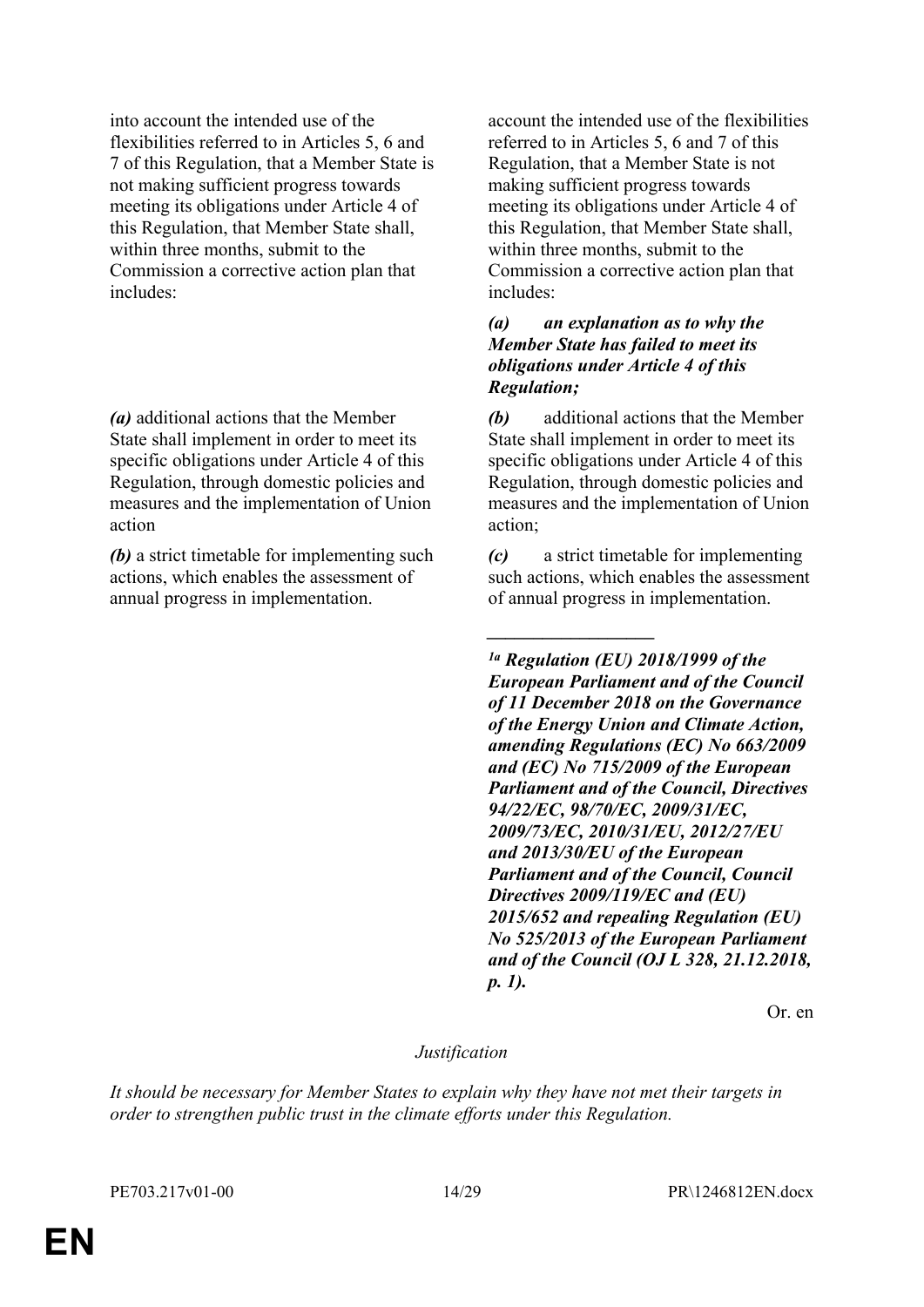| | |
|---|---|
| into account the intended use of the flexibilities referred to in Articles 5, 6 and 7 of this Regulation, that a Member State is not making sufficient progress towards meeting its obligations under Article 4 of this Regulation, that Member State shall, within three months, submit to the Commission a corrective action plan that includes: | account the intended use of the flexibilities referred to in Articles 5, 6 and 7 of this Regulation, that a Member State is not making sufficient progress towards meeting its obligations under Article 4 of this Regulation, that Member State shall, within three months, submit to the Commission a corrective action plan that includes: |
| | ***(a) an explanation as to why the Member State has failed to meet its obligations under Article 4 of this Regulation;*** |
| ***(a)*** additional actions that the Member State shall implement in order to meet its specific obligations under Article 4 of this Regulation, through domestic policies and measures and the implementation of Union action | ***(b)*** additional actions that the Member State shall implement in order to meet its specific obligations under Article 4 of this Regulation, through domestic policies and measures and the implementation of Union action; |
| ***(b)*** a strict timetable for implementing such actions, which enables the assessment of annual progress in implementation. | ***(c)*** a strict timetable for implementing such actions, which enables the assessment of annual progress in implementation. |
| | __________________ |
| | ***[1a] Regulation (EU) 2018/1999 of the European Parliament and of the Council of 11 December 2018 on the Governance of the Energy Union and Climate Action, amending Regulations (EC) No 663/2009 and (EC) No 715/2009 of the European Parliament and of the Council, Directives 94/22/EC, 98/70/EC, 2009/31/EC, 2009/73/EC, 2010/31/EU, 2012/27/EU and 2013/30/EU of the European Parliament and of the Council, Council Directives 2009/119/EC and (EU) 2015/652 and repealing Regulation (EU) No 525/2013 of the European Parliament and of the Council (OJ L 328, 21.12.2018, p. 1).*** |

Or. en

*Justification*

*It should be necessary for Member States to explain why they have not met their targets in order to strengthen public trust in the climate efforts under this Regulation.*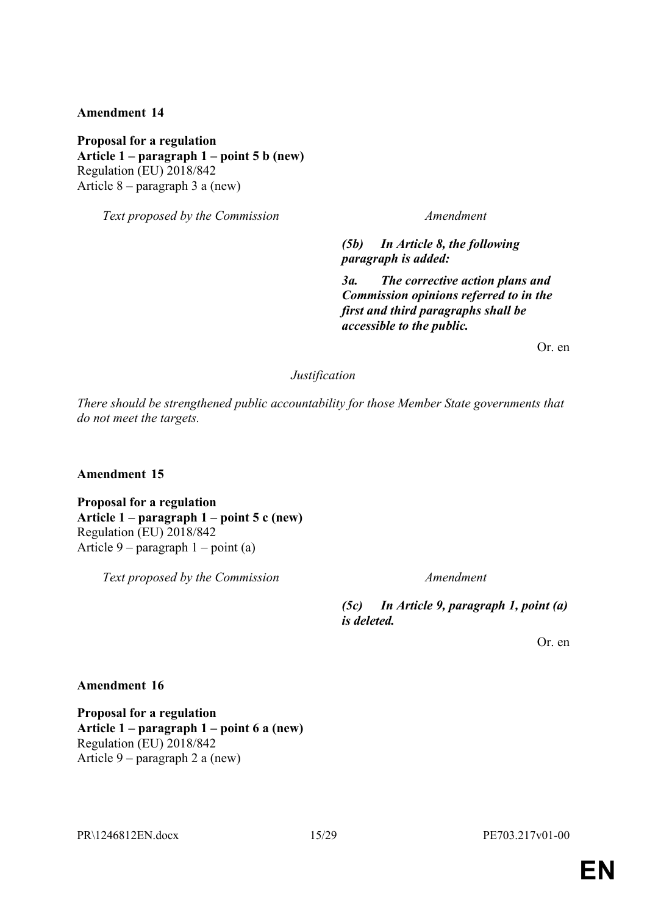**Amendment 14**

**Proposal for a regulation**
**Article 1 – paragraph 1 – point 5 b (new)**
Regulation (EU) 2018/842
Article 8 – paragraph 3 a (new)

| *Text proposed by the Commission* | *Amendment* |
|---|---|
| | ***(5b) In Article 8, the following paragraph is added:*** |
| | ***3a. The corrective action plans and Commission opinions referred to in the first and third paragraphs shall be accessible to the public.*** |

Or. en

*Justification*

*There should be strengthened public accountability for those Member State governments that do not meet the targets.*

**Amendment 15**

**Proposal for a regulation**
**Article 1 – paragraph 1 – point 5 c (new)**
Regulation (EU) 2018/842
Article 9 – paragraph 1 – point (a)

| *Text proposed by the Commission* | *Amendment* |
|---|---|
| | ***(5c) In Article 9, paragraph 1, point (a) is deleted.*** |

Or. en

**Amendment 16**

**Proposal for a regulation**
**Article 1 – paragraph 1 – point 6 a (new)**
Regulation (EU) 2018/842
Article 9 – paragraph 2 a (new)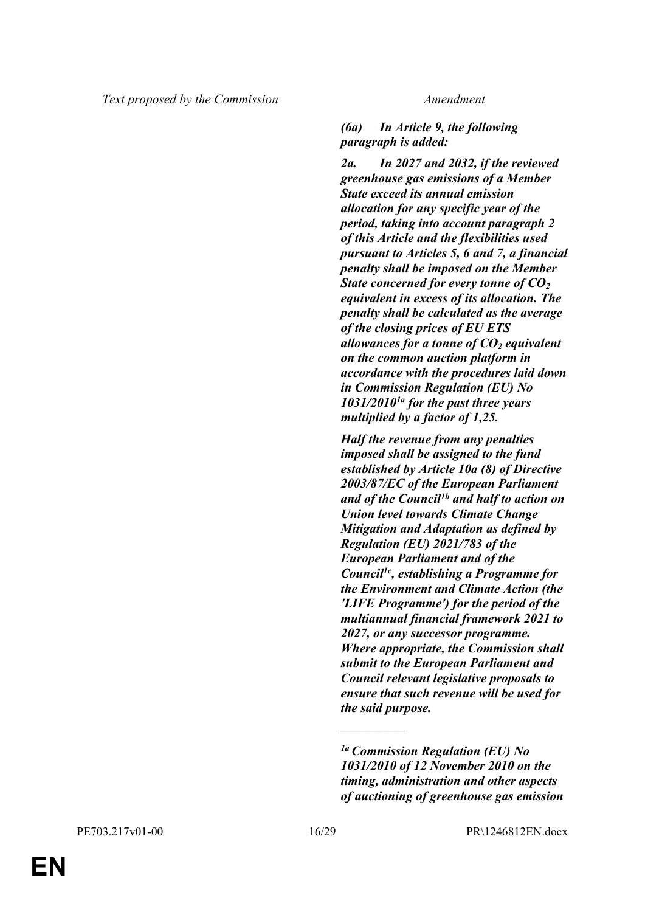| Text proposed by the Commission | Amendment |
|---|---|
| | ***(6a) In Article 9, the following paragraph is added:*** |
| | ***2a. In 2027 and 2032, if the reviewed greenhouse gas emissions of a Member State exceed its annual emission allocation for any specific year of the period, taking into account paragraph 2 of this Article and the flexibilities used pursuant to Articles 5, 6 and 7, a financial penalty shall be imposed on the Member State concerned for every tonne of $CO_2$ equivalent in excess of its allocation. The penalty shall be calculated as the average of the closing prices of EU ETS allowances for a tonne of $CO_2$ equivalent on the common auction platform in accordance with the procedures laid down in Commission Regulation (EU) No 1031/2010[1a] for the past three years multiplied by a factor of 1,25.*** |
| | ***Half the revenue from any penalties imposed shall be assigned to the fund established by Article 10a (8) of Directive 2003/87/EC of the European Parliament and of the Council[1b] and half to action on Union level towards Climate Change Mitigation and Adaptation as defined by Regulation (EU) 2021/783 of the European Parliament and of the Council[1c], establishing a Programme for the Environment and Climate Action (the 'LIFE Programme') for the period of the multiannual financial framework 2021 to 2027, or any successor programme. Where appropriate, the Commission shall submit to the European Parliament and Council relevant legislative proposals to ensure that such revenue will be used for the said purpose.*** |
| | __________ |
| | ***[1a] Commission Regulation (EU) No 1031/2010 of 12 November 2010 on the timing, administration and other aspects of auctioning of greenhouse gas emission*** |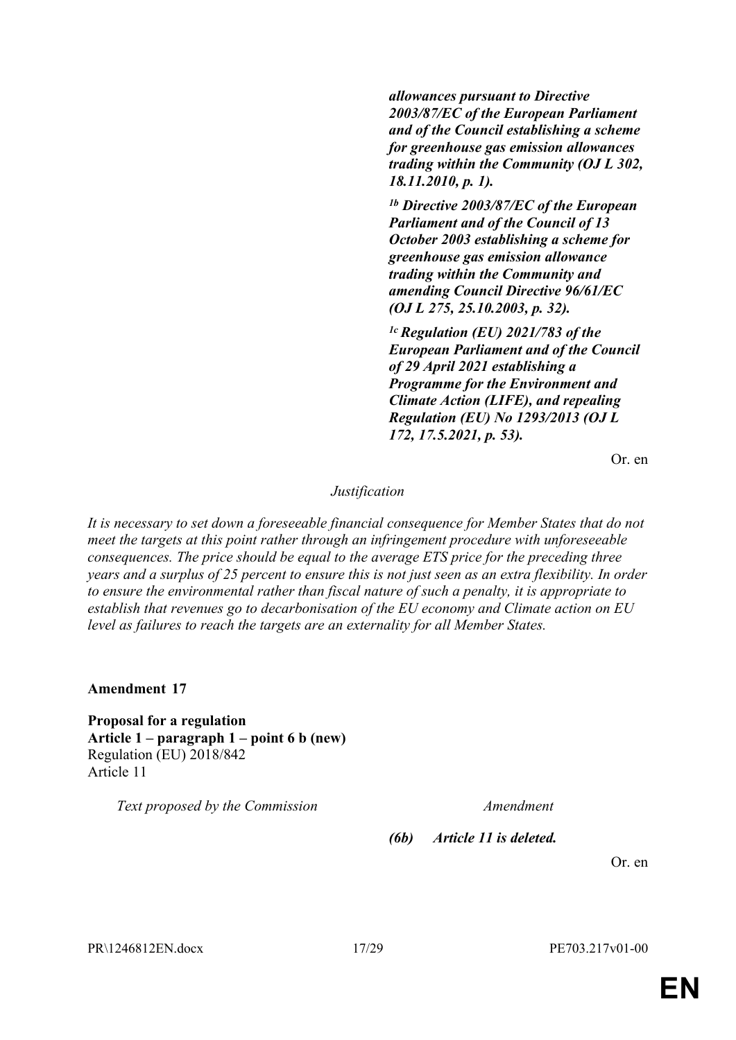***allowances pursuant to Directive 2003/87/EC of the European Parliament and of the Council establishing a scheme for greenhouse gas emission allowances trading within the Community (OJ L 302, 18.11.2010, p. 1).***

***[1b] Directive 2003/87/EC of the European Parliament and of the Council of 13 October 2003 establishing a scheme for greenhouse gas emission allowance trading within the Community and amending Council Directive 96/61/EC (OJ L 275, 25.10.2003, p. 32).***

***[1c] Regulation (EU) 2021/783 of the European Parliament and of the Council of 29 April 2021 establishing a Programme for the Environment and Climate Action (LIFE), and repealing Regulation (EU) No 1293/2013 (OJ L 172, 17.5.2021, p. 53).***

Or. en

*Justification*

*It is necessary to set down a foreseeable financial consequence for Member States that do not meet the targets at this point rather through an infringement procedure with unforeseeable consequences. The price should be equal to the average ETS price for the preceding three years and a surplus of 25 percent to ensure this is not just seen as an extra flexibility. In order to ensure the environmental rather than fiscal nature of such a penalty, it is appropriate to establish that revenues go to decarbonisation of the EU economy and Climate action on EU level as failures to reach the targets are an externality for all Member States.*

**Amendment 17**

**Proposal for a regulation**
**Article 1 – paragraph 1 – point 6 b (new)**
Regulation (EU) 2018/842
Article 11

| *Text proposed by the Commission* | *Amendment* |
| --- | --- |
| | ***(6b) Article 11 is deleted.*** |

Or. en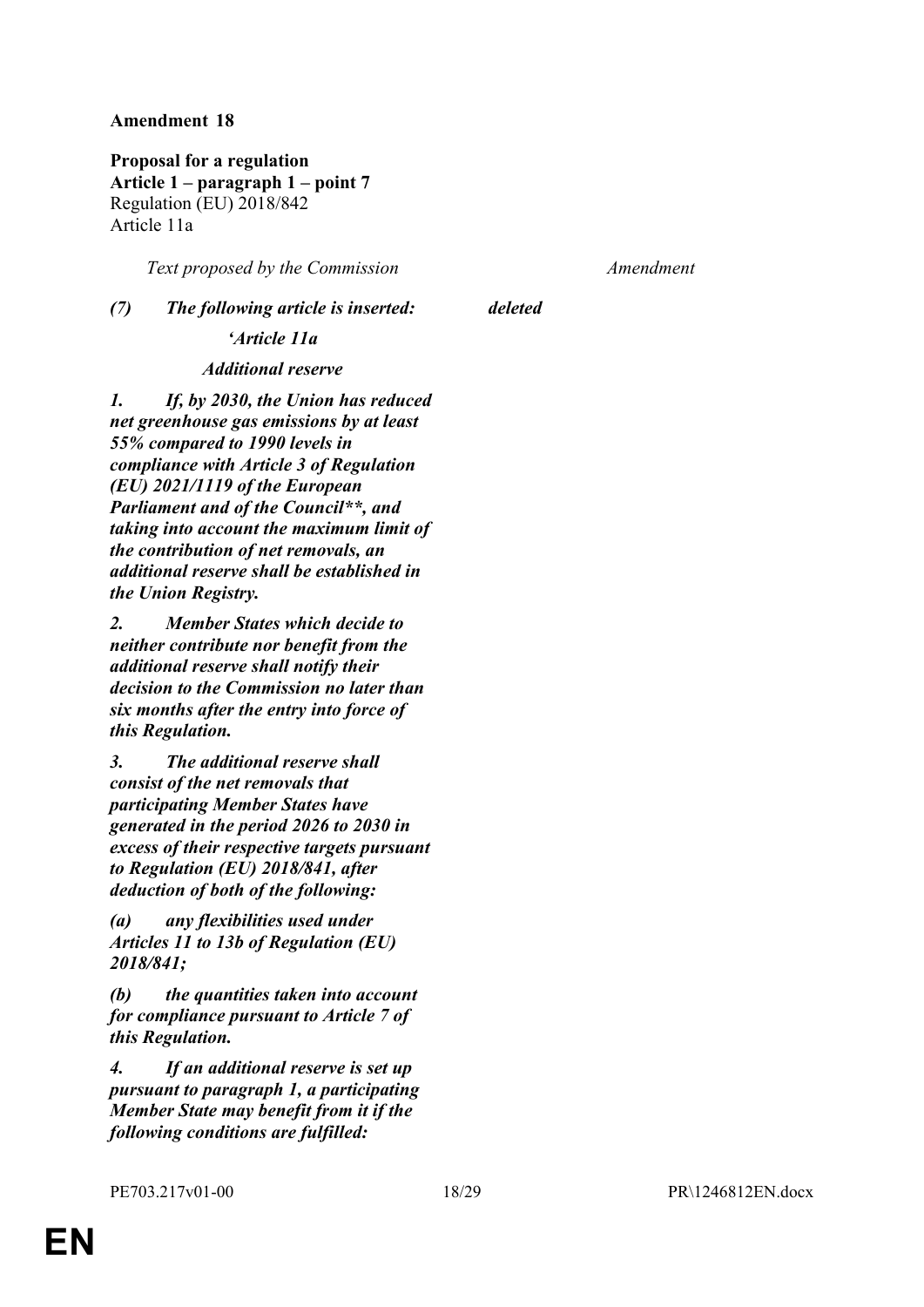**Amendment 18**

**Proposal for a regulation**
**Article 1 – paragraph 1 – point 7**
Regulation (EU) 2018/842
Article 11a

| *Text proposed by the Commission* | *Amendment* |
|---|---|
| ***(7) The following article is inserted:*** | ***deleted*** |
| ***'Article 11a*** | |
| ***Additional reserve*** | |
| ***1. If, by 2030, the Union has reduced net greenhouse gas emissions by at least 55% compared to 1990 levels in compliance with Article 3 of Regulation (EU) 2021/1119 of the European Parliament and of the Council\*\*, and taking into account the maximum limit of the contribution of net removals, an additional reserve shall be established in the Union Registry.*** | |
| ***2. Member States which decide to neither contribute nor benefit from the additional reserve shall notify their decision to the Commission no later than six months after the entry into force of this Regulation.*** | |
| ***3. The additional reserve shall consist of the net removals that participating Member States have generated in the period 2026 to 2030 in excess of their respective targets pursuant to Regulation (EU) 2018/841, after deduction of both of the following:*** | |
| ***(a) any flexibilities used under Articles 11 to 13b of Regulation (EU) 2018/841;*** | |
| ***(b) the quantities taken into account for compliance pursuant to Article 7 of this Regulation.*** | |
| ***4. If an additional reserve is set up pursuant to paragraph 1, a participating Member State may benefit from it if the following conditions are fulfilled:*** | |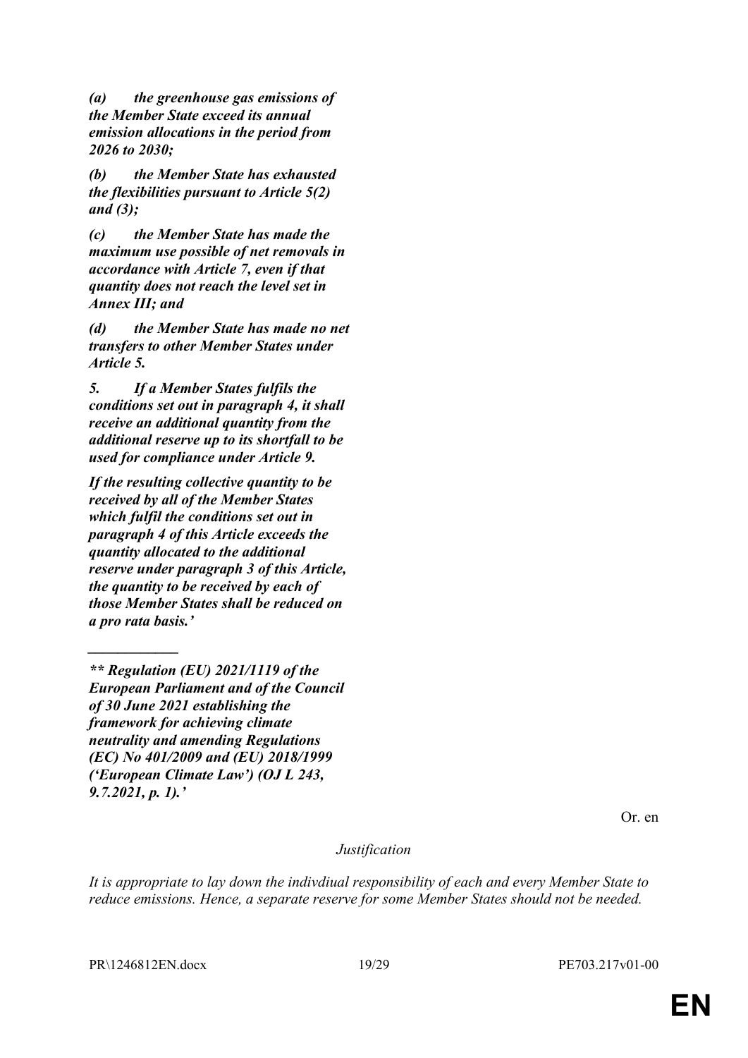***(a) the greenhouse gas emissions of the Member State exceed its annual emission allocations in the period from 2026 to 2030;***

***(b) the Member State has exhausted the flexibilities pursuant to Article 5(2) and (3);***

***(c) the Member State has made the maximum use possible of net removals in accordance with Article 7, even if that quantity does not reach the level set in Annex III; and***

***(d) the Member State has made no net transfers to other Member States under Article 5.***

***5. If a Member States fulfils the conditions set out in paragraph 4, it shall receive an additional quantity from the additional reserve up to its shortfall to be used for compliance under Article 9.***

***If the resulting collective quantity to be received by all of the Member States which fulfil the conditions set out in paragraph 4 of this Article exceeds the quantity allocated to the additional reserve under paragraph 3 of this Article, the quantity to be received by each of those Member States shall be reduced on a pro rata basis.'***

***____________***

***** Regulation (EU) 2021/1119 of the European Parliament and of the Council of 30 June 2021 establishing the framework for achieving climate neutrality and amending Regulations (EC) No 401/2009 and (EU) 2018/1999 ('European Climate Law') (OJ L 243, 9.7.2021, p. 1).'***

Or. en

*Justification*

*It is appropriate to lay down the indivdiual responsibility of each and every Member State to reduce emissions. Hence, a separate reserve for some Member States should not be needed.*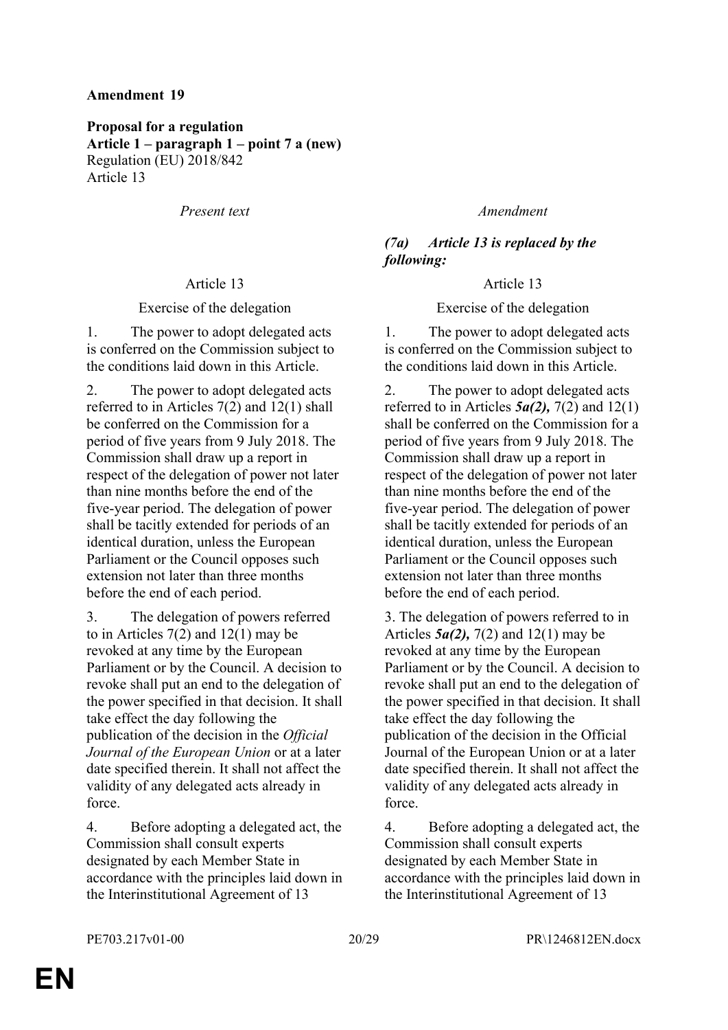**Amendment 19**

**Proposal for a regulation**
**Article 1 – paragraph 1 – point 7 a (new)**
Regulation (EU) 2018/842
Article 13

| *Present text* | *Amendment* |
|---|---|
| | ***(7a) Article 13 is replaced by the following:*** |
| Article 13 | Article 13 |
| Exercise of the delegation | Exercise of the delegation |
| 1. The power to adopt delegated acts is conferred on the Commission subject to the conditions laid down in this Article. | 1. The power to adopt delegated acts is conferred on the Commission subject to the conditions laid down in this Article. |
| 2. The power to adopt delegated acts referred to in Articles 7(2) and 12(1) shall be conferred on the Commission for a period of five years from 9 July 2018. The Commission shall draw up a report in respect of the delegation of power not later than nine months before the end of the five-year period. The delegation of power shall be tacitly extended for periods of an identical duration, unless the European Parliament or the Council opposes such extension not later than three months before the end of each period. | 2. The power to adopt delegated acts referred to in Articles ***5a(2),*** 7(2) and 12(1) shall be conferred on the Commission for a period of five years from 9 July 2018. The Commission shall draw up a report in respect of the delegation of power not later than nine months before the end of the five-year period. The delegation of power shall be tacitly extended for periods of an identical duration, unless the European Parliament or the Council opposes such extension not later than three months before the end of each period. |
| 3. The delegation of powers referred to in Articles 7(2) and 12(1) may be revoked at any time by the European Parliament or by the Council. A decision to revoke shall put an end to the delegation of the power specified in that decision. It shall take effect the day following the publication of the decision in the *Official Journal of the European Union* or at a later date specified therein. It shall not affect the validity of any delegated acts already in force. | 3. The delegation of powers referred to in Articles ***5a(2),*** 7(2) and 12(1) may be revoked at any time by the European Parliament or by the Council. A decision to revoke shall put an end to the delegation of the power specified in that decision. It shall take effect the day following the publication of the decision in the Official Journal of the European Union or at a later date specified therein. It shall not affect the validity of any delegated acts already in force. |
| 4. Before adopting a delegated act, the Commission shall consult experts designated by each Member State in accordance with the principles laid down in the Interinstitutional Agreement of 13 | 4. Before adopting a delegated act, the Commission shall consult experts designated by each Member State in accordance with the principles laid down in the Interinstitutional Agreement of 13 |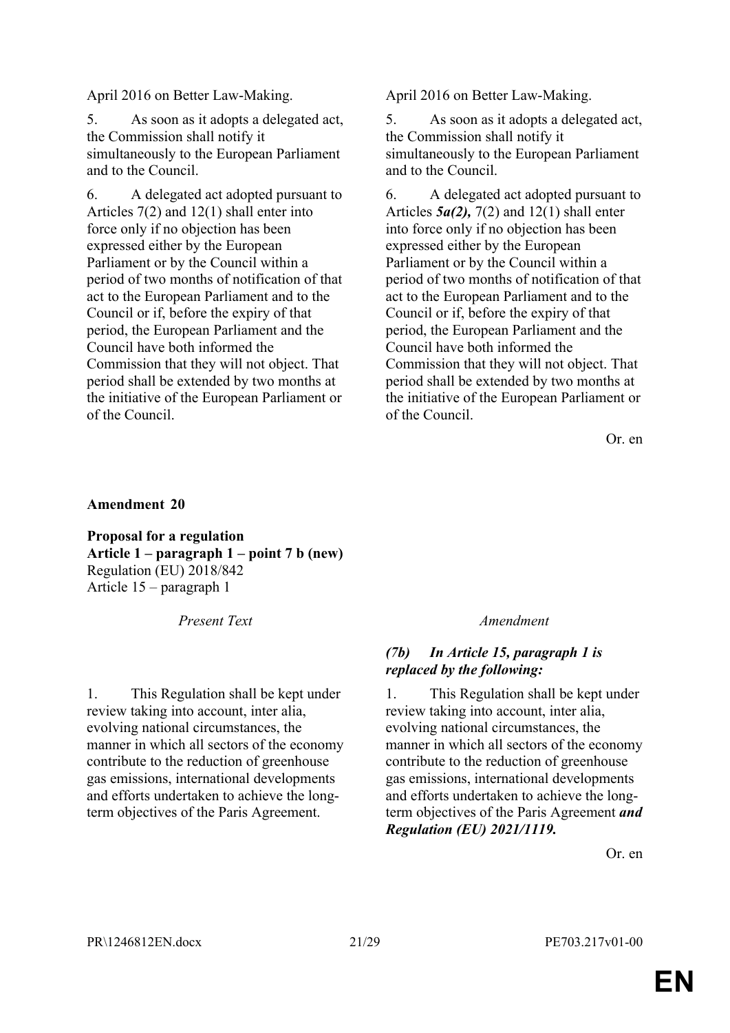| | |
|---|---|
| April 2016 on Better Law-Making. | April 2016 on Better Law-Making. |
| 5. As soon as it adopts a delegated act, the Commission shall notify it simultaneously to the European Parliament and to the Council. | 5. As soon as it adopts a delegated act, the Commission shall notify it simultaneously to the European Parliament and to the Council. |
| 6. A delegated act adopted pursuant to Articles 7(2) and 12(1) shall enter into force only if no objection has been expressed either by the European Parliament or by the Council within a period of two months of notification of that act to the European Parliament and to the Council or if, before the expiry of that period, the European Parliament and the Council have both informed the Commission that they will not object. That period shall be extended by two months at the initiative of the European Parliament or of the Council. | 6. A delegated act adopted pursuant to Articles ***5a(2),*** 7(2) and 12(1) shall enter into force only if no objection has been expressed either by the European Parliament or by the Council within a period of two months of notification of that act to the European Parliament and to the Council or if, before the expiry of that period, the European Parliament and the Council have both informed the Commission that they will not object. That period shall be extended by two months at the initiative of the European Parliament or of the Council. |

Or. en

**Amendment 20**

**Proposal for a regulation**
**Article 1 – paragraph 1 – point 7 b (new)**
Regulation (EU) 2018/842
Article 15 – paragraph 1

| *Present Text* | *Amendment* |
|---|---|
| | ***(7b) In Article 15, paragraph 1 is replaced by the following:*** |
| 1. This Regulation shall be kept under review taking into account, inter alia, evolving national circumstances, the manner in which all sectors of the economy contribute to the reduction of greenhouse gas emissions, international developments and efforts undertaken to achieve the long-term objectives of the Paris Agreement. | 1. This Regulation shall be kept under review taking into account, inter alia, evolving national circumstances, the manner in which all sectors of the economy contribute to the reduction of greenhouse gas emissions, international developments and efforts undertaken to achieve the long-term objectives of the Paris Agreement ***and Regulation (EU) 2021/1119.*** |

Or. en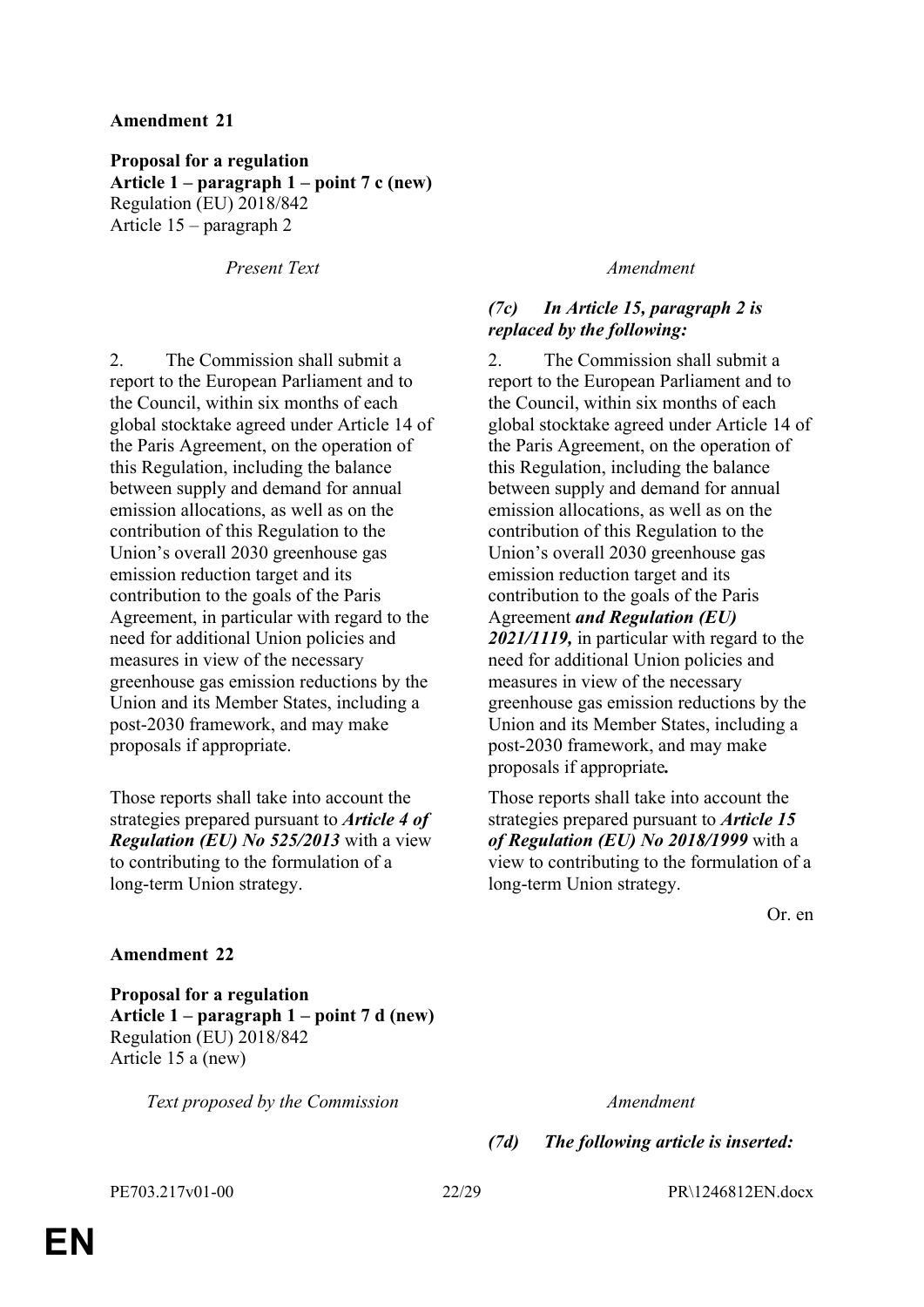**Amendment 21**

**Proposal for a regulation**
**Article 1 – paragraph 1 – point 7 c (new)**
Regulation (EU) 2018/842
Article 15 – paragraph 2

| *Present Text* | *Amendment* |
|---|---|
| | ***(7c) In Article 15, paragraph 2 is replaced by the following:*** |
| 2. The Commission shall submit a report to the European Parliament and to the Council, within six months of each global stocktake agreed under Article 14 of the Paris Agreement, on the operation of this Regulation, including the balance between supply and demand for annual emission allocations, as well as on the contribution of this Regulation to the Union's overall 2030 greenhouse gas emission reduction target and its contribution to the goals of the Paris Agreement, in particular with regard to the need for additional Union policies and measures in view of the necessary greenhouse gas emission reductions by the Union and its Member States, including a post-2030 framework, and may make proposals if appropriate. | 2. The Commission shall submit a report to the European Parliament and to the Council, within six months of each global stocktake agreed under Article 14 of the Paris Agreement, on the operation of this Regulation, including the balance between supply and demand for annual emission allocations, as well as on the contribution of this Regulation to the Union's overall 2030 greenhouse gas emission reduction target and its contribution to the goals of the Paris Agreement ***and Regulation (EU) 2021/1119,*** in particular with regard to the need for additional Union policies and measures in view of the necessary greenhouse gas emission reductions by the Union and its Member States, including a post-2030 framework, and may make proposals if appropriate***.*** |
| Those reports shall take into account the strategies prepared pursuant to ***Article 4 of Regulation (EU) No 525/2013*** with a view to contributing to the formulation of a long-term Union strategy. | Those reports shall take into account the strategies prepared pursuant to ***Article 15 of Regulation (EU) No 2018/1999*** with a view to contributing to the formulation of a long-term Union strategy. |

Or. en

**Amendment 22**

**Proposal for a regulation**
**Article 1 – paragraph 1 – point 7 d (new)**
Regulation (EU) 2018/842
Article 15 a (new)

| *Text proposed by the Commission* | *Amendment* |
|---|---|
| | ***(7d) The following article is inserted:*** |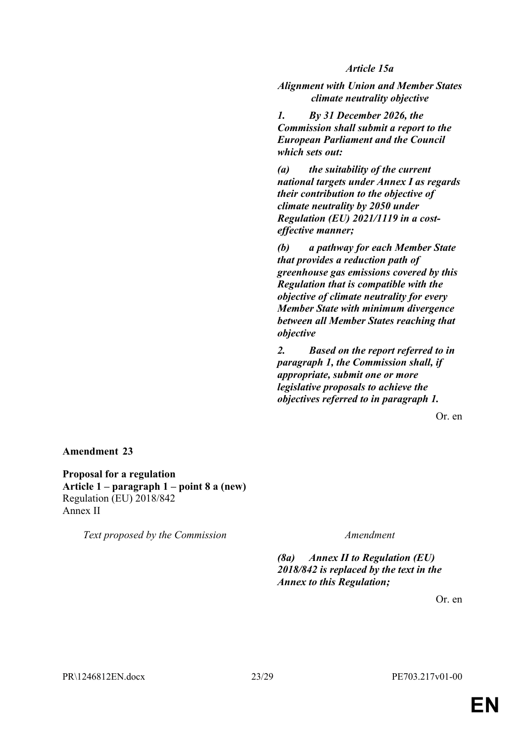| | |
|---|---|
| | ***Article 15a*** |
| | ***Alignment with Union and Member States climate neutrality objective*** |
| | ***1. By 31 December 2026, the Commission shall submit a report to the European Parliament and the Council which sets out:*** |
| | ***(a) the suitability of the current national targets under Annex I as regards their contribution to the objective of climate neutrality by 2050 under Regulation (EU) 2021/1119 in a cost-effective manner;*** |
| | ***(b) a pathway for each Member State that provides a reduction path of greenhouse gas emissions covered by this Regulation that is compatible with the objective of climate neutrality for every Member State with minimum divergence between all Member States reaching that objective*** |
| | ***2. Based on the report referred to in paragraph 1, the Commission shall, if appropriate, submit one or more legislative proposals to achieve the objectives referred to in paragraph 1.*** |

Or. en

**Amendment 23**

**Proposal for a regulation**
**Article 1 – paragraph 1 – point 8 a (new)**
Regulation (EU) 2018/842
Annex II

| *Text proposed by the Commission* | *Amendment* |
|---|---|
| | ***(8a) Annex II to Regulation (EU) 2018/842 is replaced by the text in the Annex to this Regulation;*** |

Or. en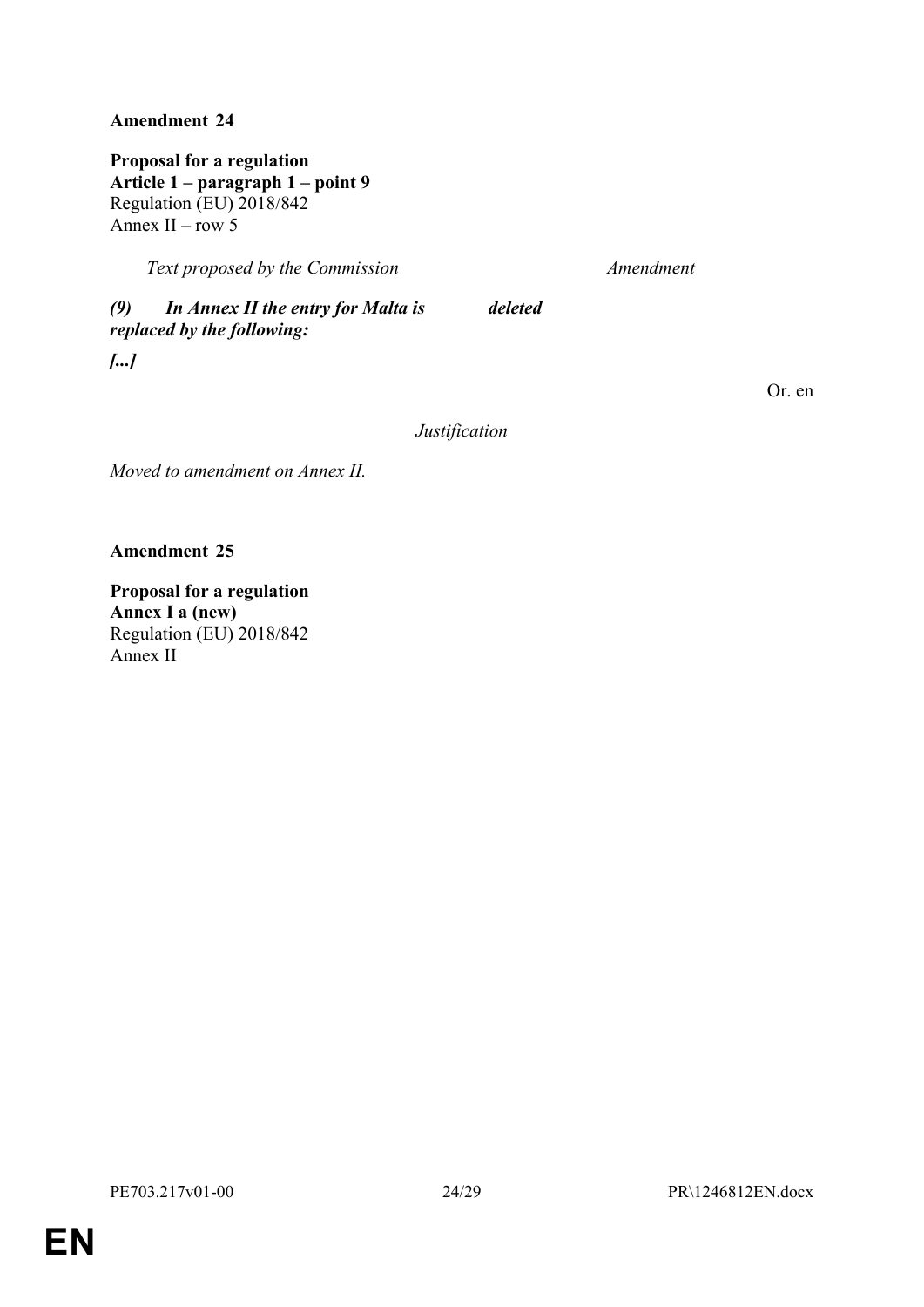**Amendment 24**

**Proposal for a regulation**
**Article 1 – paragraph 1 – point 9**
Regulation (EU) 2018/842
Annex II – row 5

| *Text proposed by the Commission* | *Amendment* |
| --- | --- |
| ***(9) In Annex II the entry for Malta is replaced by the following:*** | ***deleted*** |
| ***[...]*** | |

Or. en

*Justification*

*Moved to amendment on Annex II.*

**Amendment 25**

**Proposal for a regulation**
**Annex I a (new)**
Regulation (EU) 2018/842
Annex II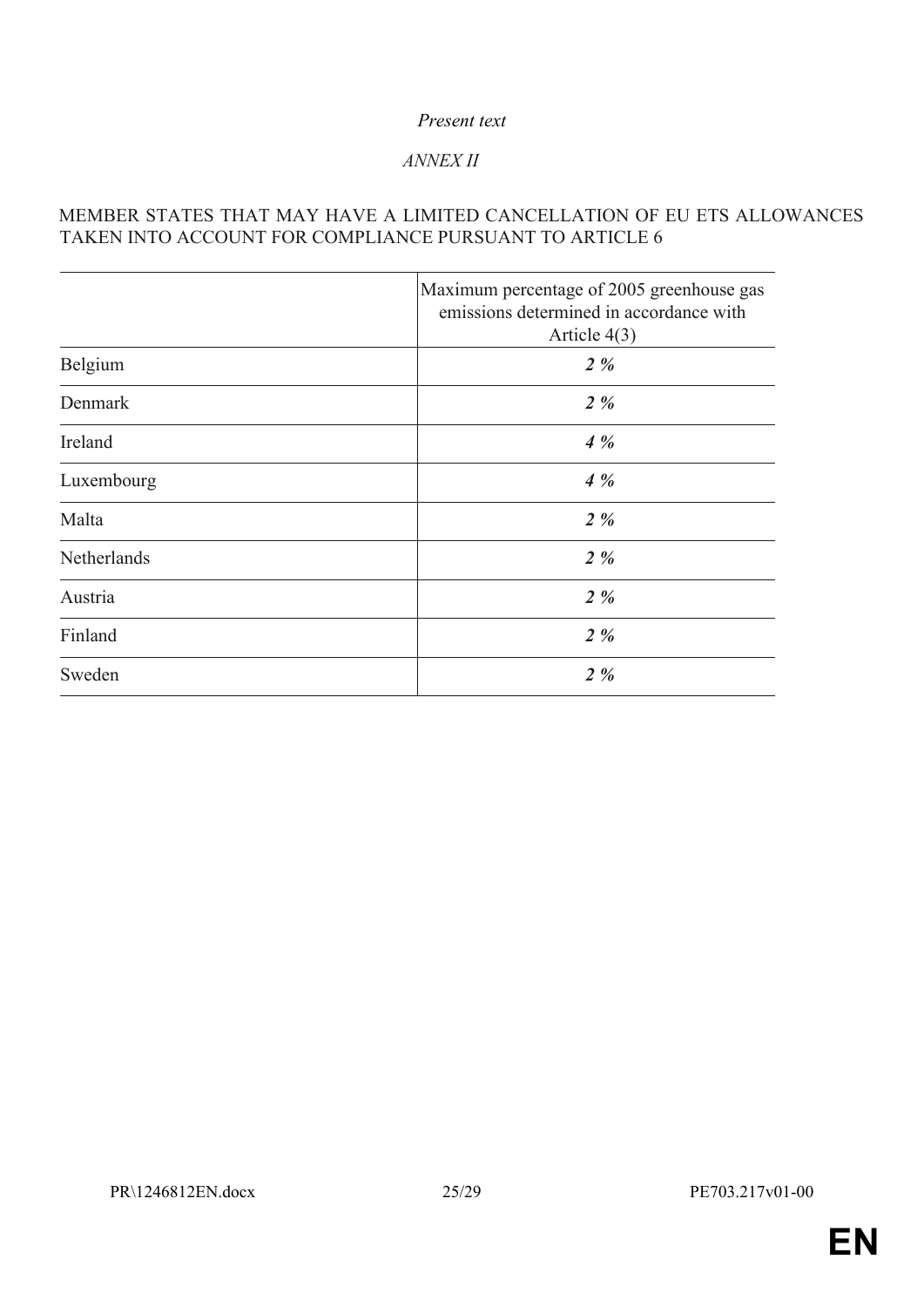*Present text*

*ANNEX II*

MEMBER STATES THAT MAY HAVE A LIMITED CANCELLATION OF EU ETS ALLOWANCES TAKEN INTO ACCOUNT FOR COMPLIANCE PURSUANT TO ARTICLE 6

| | Maximum percentage of 2005 greenhouse gas emissions determined in accordance with Article 4(3) |
|---|---|
| Belgium | ***2 %*** |
| Denmark | ***2 %*** |
| Ireland | ***4 %*** |
| Luxembourg | ***4 %*** |
| Malta | ***2 %*** |
| Netherlands | ***2 %*** |
| Austria | ***2 %*** |
| Finland | ***2 %*** |
| Sweden | ***2 %*** |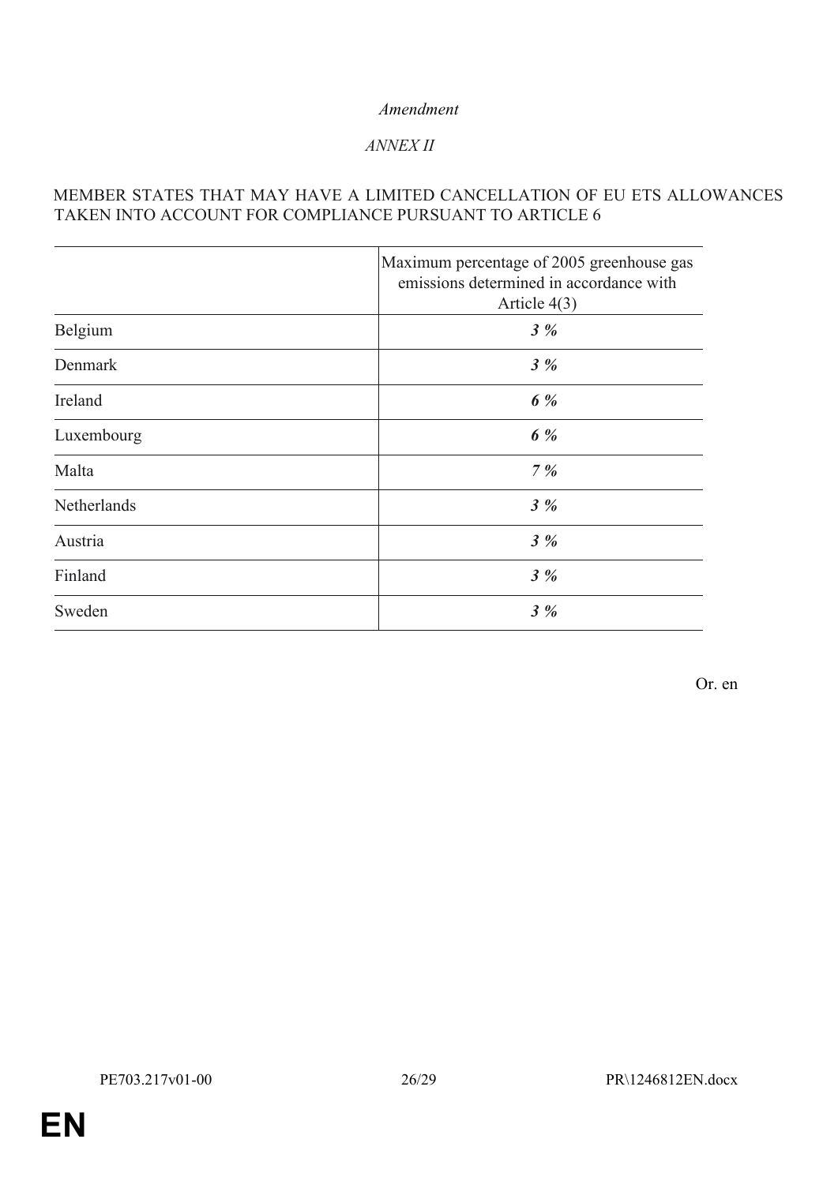*Amendment*

*ANNEX II*

MEMBER STATES THAT MAY HAVE A LIMITED CANCELLATION OF EU ETS ALLOWANCES TAKEN INTO ACCOUNT FOR COMPLIANCE PURSUANT TO ARTICLE 6

| | Maximum percentage of 2005 greenhouse gas emissions determined in accordance with Article 4(3) |
|---|---|
| Belgium | ***3 %*** |
| Denmark | ***3 %*** |
| Ireland | ***6 %*** |
| Luxembourg | ***6 %*** |
| Malta | ***7 %*** |
| Netherlands | ***3 %*** |
| Austria | ***3 %*** |
| Finland | ***3 %*** |
| Sweden | ***3 %*** |

Or. en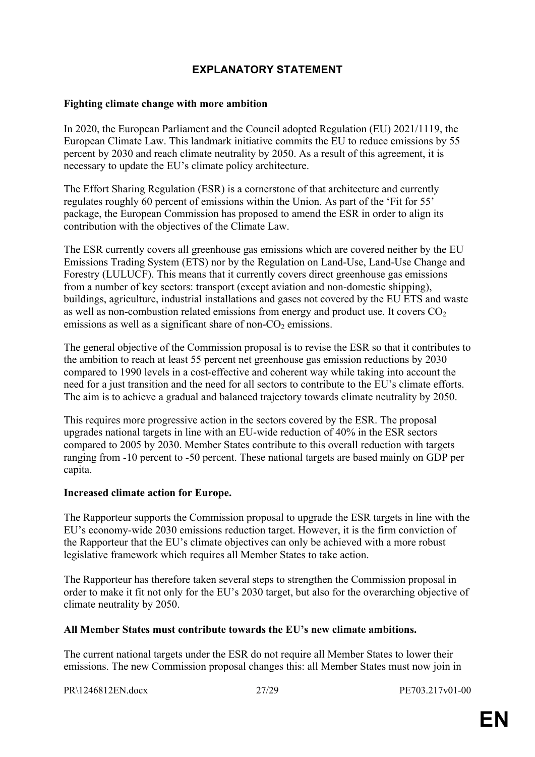# EXPLANATORY STATEMENT

**Fighting climate change with more ambition**

In 2020, the European Parliament and the Council adopted Regulation (EU) 2021/1119, the European Climate Law. This landmark initiative commits the EU to reduce emissions by 55 percent by 2030 and reach climate neutrality by 2050. As a result of this agreement, it is necessary to update the EU's climate policy architecture.

The Effort Sharing Regulation (ESR) is a cornerstone of that architecture and currently regulates roughly 60 percent of emissions within the Union. As part of the 'Fit for 55' package, the European Commission has proposed to amend the ESR in order to align its contribution with the objectives of the Climate Law.

The ESR currently covers all greenhouse gas emissions which are covered neither by the EU Emissions Trading System (ETS) nor by the Regulation on Land-Use, Land-Use Change and Forestry (LULUCF). This means that it currently covers direct greenhouse gas emissions from a number of key sectors: transport (except aviation and non-domestic shipping), buildings, agriculture, industrial installations and gases not covered by the EU ETS and waste as well as non-combustion related emissions from energy and product use. It covers $CO_2$ emissions as well as a significant share of non-$CO_2$ emissions.

The general objective of the Commission proposal is to revise the ESR so that it contributes to the ambition to reach at least 55 percent net greenhouse gas emission reductions by 2030 compared to 1990 levels in a cost-effective and coherent way while taking into account the need for a just transition and the need for all sectors to contribute to the EU's climate efforts. The aim is to achieve a gradual and balanced trajectory towards climate neutrality by 2050.

This requires more progressive action in the sectors covered by the ESR. The proposal upgrades national targets in line with an EU-wide reduction of 40% in the ESR sectors compared to 2005 by 2030. Member States contribute to this overall reduction with targets ranging from -10 percent to -50 percent. These national targets are based mainly on GDP per capita.

**Increased climate action for Europe.**

The Rapporteur supports the Commission proposal to upgrade the ESR targets in line with the EU's economy-wide 2030 emissions reduction target. However, it is the firm conviction of the Rapporteur that the EU's climate objectives can only be achieved with a more robust legislative framework which requires all Member States to take action.

The Rapporteur has therefore taken several steps to strengthen the Commission proposal in order to make it fit not only for the EU's 2030 target, but also for the overarching objective of climate neutrality by 2050.

**All Member States must contribute towards the EU's new climate ambitions.**

The current national targets under the ESR do not require all Member States to lower their emissions. The new Commission proposal changes this: all Member States must now join in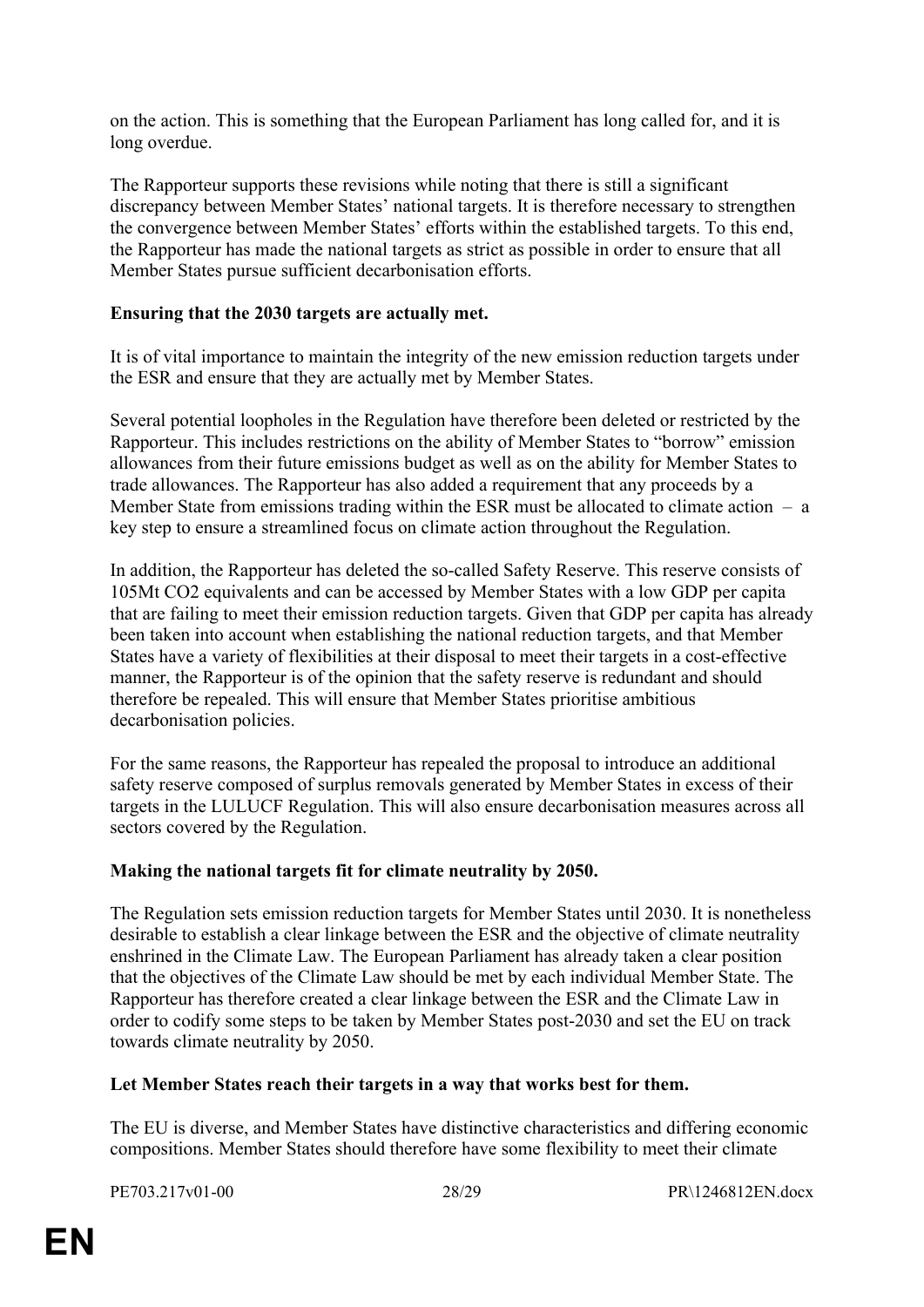on the action. This is something that the European Parliament has long called for, and it is long overdue.

The Rapporteur supports these revisions while noting that there is still a significant discrepancy between Member States' national targets. It is therefore necessary to strengthen the convergence between Member States' efforts within the established targets. To this end, the Rapporteur has made the national targets as strict as possible in order to ensure that all Member States pursue sufficient decarbonisation efforts.

**Ensuring that the 2030 targets are actually met.**

It is of vital importance to maintain the integrity of the new emission reduction targets under the ESR and ensure that they are actually met by Member States.

Several potential loopholes in the Regulation have therefore been deleted or restricted by the Rapporteur. This includes restrictions on the ability of Member States to "borrow" emission allowances from their future emissions budget as well as on the ability for Member States to trade allowances. The Rapporteur has also added a requirement that any proceeds by a Member State from emissions trading within the ESR must be allocated to climate action – a key step to ensure a streamlined focus on climate action throughout the Regulation.

In addition, the Rapporteur has deleted the so-called Safety Reserve. This reserve consists of 105Mt $CO_2$ equivalents and can be accessed by Member States with a low GDP per capita that are failing to meet their emission reduction targets. Given that GDP per capita has already been taken into account when establishing the national reduction targets, and that Member States have a variety of flexibilities at their disposal to meet their targets in a cost-effective manner, the Rapporteur is of the opinion that the safety reserve is redundant and should therefore be repealed. This will ensure that Member States prioritise ambitious decarbonisation policies.

For the same reasons, the Rapporteur has repealed the proposal to introduce an additional safety reserve composed of surplus removals generated by Member States in excess of their targets in the LULUCF Regulation. This will also ensure decarbonisation measures across all sectors covered by the Regulation.

**Making the national targets fit for climate neutrality by 2050.**

The Regulation sets emission reduction targets for Member States until 2030. It is nonetheless desirable to establish a clear linkage between the ESR and the objective of climate neutrality enshrined in the Climate Law. The European Parliament has already taken a clear position that the objectives of the Climate Law should be met by each individual Member State. The Rapporteur has therefore created a clear linkage between the ESR and the Climate Law in order to codify some steps to be taken by Member States post-2030 and set the EU on track towards climate neutrality by 2050.

**Let Member States reach their targets in a way that works best for them.**

The EU is diverse, and Member States have distinctive characteristics and differing economic compositions. Member States should therefore have some flexibility to meet their climate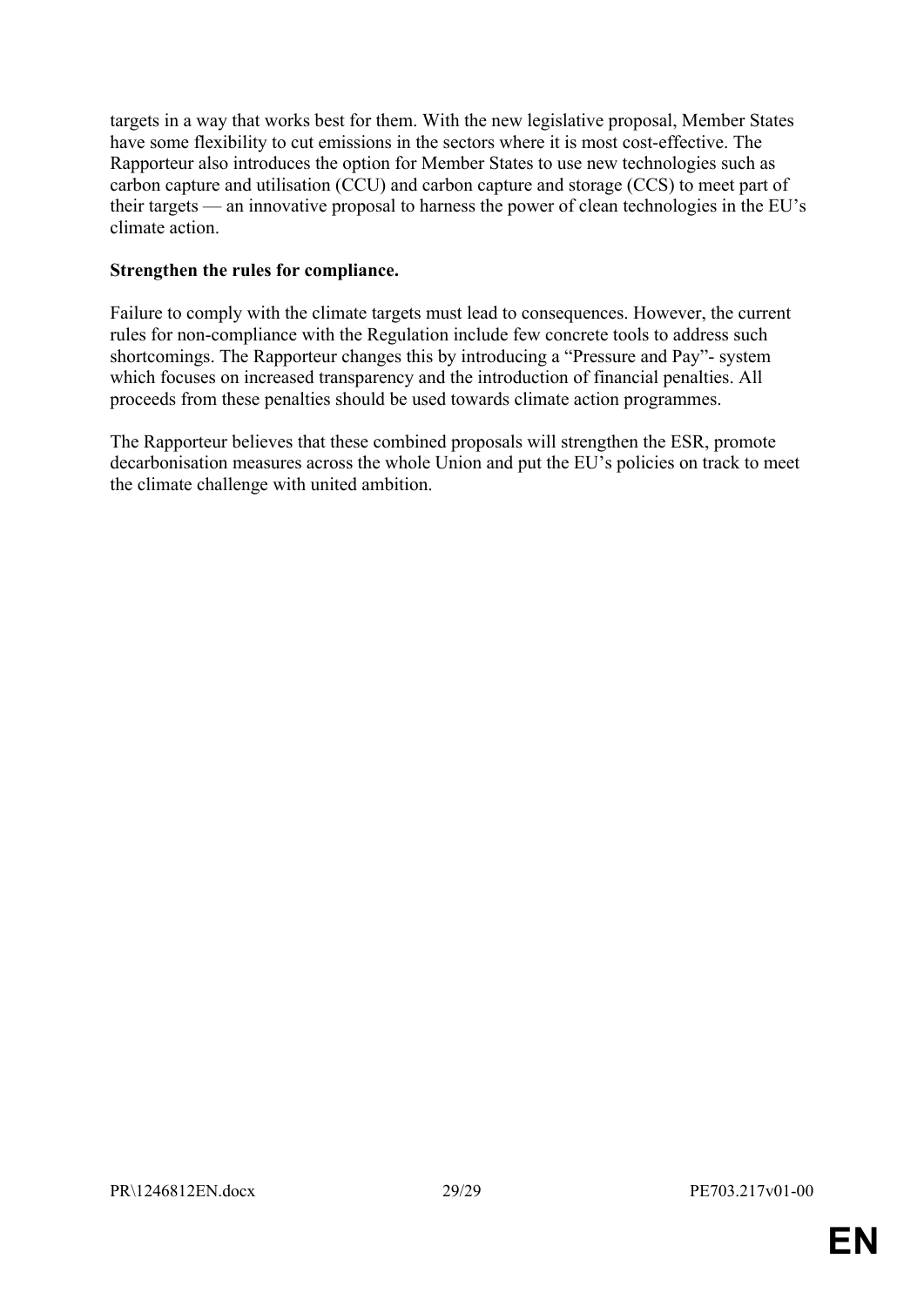targets in a way that works best for them. With the new legislative proposal, Member States have some flexibility to cut emissions in the sectors where it is most cost-effective. The Rapporteur also introduces the option for Member States to use new technologies such as carbon capture and utilisation (CCU) and carbon capture and storage (CCS) to meet part of their targets — an innovative proposal to harness the power of clean technologies in the EU's climate action.

**Strengthen the rules for compliance.**

Failure to comply with the climate targets must lead to consequences. However, the current rules for non-compliance with the Regulation include few concrete tools to address such shortcomings. The Rapporteur changes this by introducing a "Pressure and Pay"- system which focuses on increased transparency and the introduction of financial penalties. All proceeds from these penalties should be used towards climate action programmes.

The Rapporteur believes that these combined proposals will strengthen the ESR, promote decarbonisation measures across the whole Union and put the EU's policies on track to meet the climate challenge with united ambition.